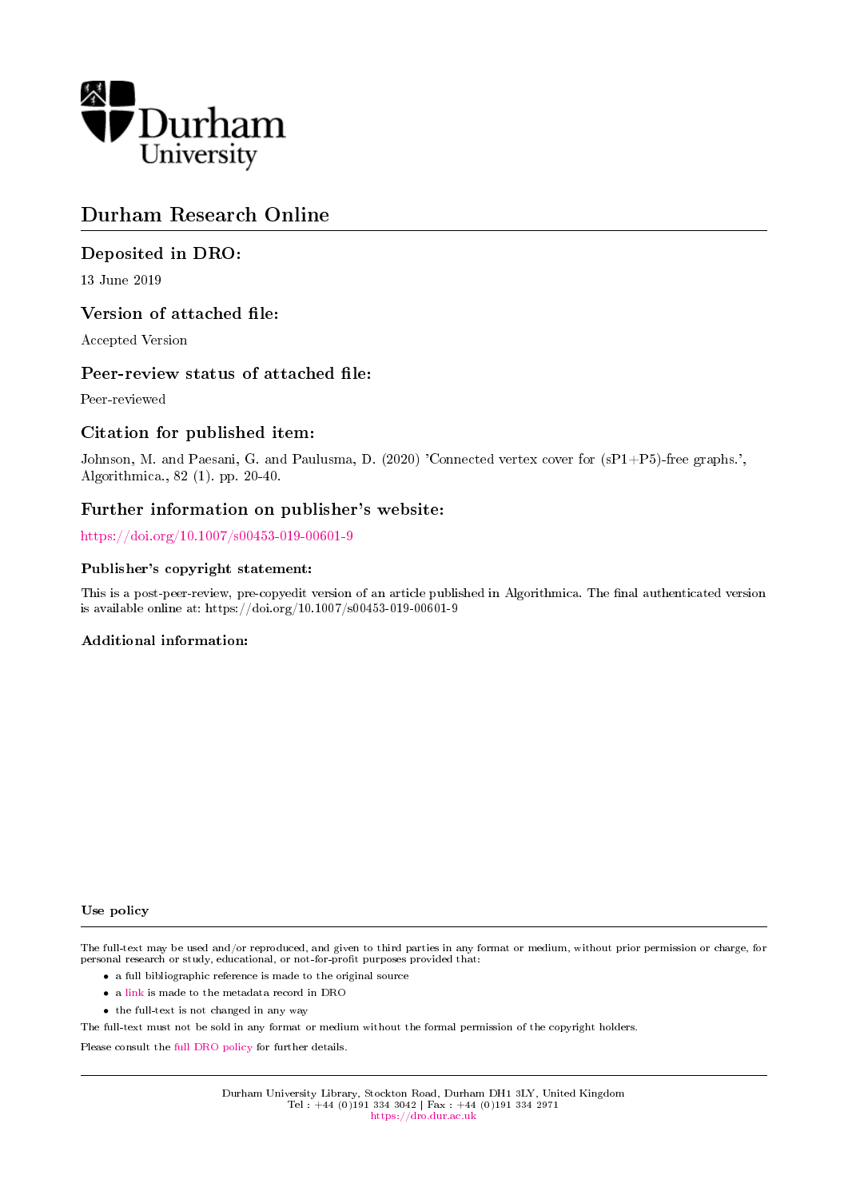# Durham Research Online

## Deposited in DRO:

13 June 2019

## Version of attached file:

Accepted Version

## Peer-review status of attached file:

Peer-reviewed

## Citation for published item:

Johnson, M. and Paesani, G. and Paulusma, D. (2020) 'Connected vertex cover for (sP1+P5)-free graphs.', Algorithmica., 82 (1). pp. 20-40.

## Further information on publisher's website:

https://doi.org/10.1007/s00453-019-00601-9

### Publisher's copyright statement:

This is a post-peer-review, pre-copyedit version of an article published in Algorithmica. The final authenticated version is available online at: https://doi.org/10.1007/s00453-019-00601-9

### Additional information:

### Use policy

The full-text may be used and/or reproduced, and given to third parties in any format or medium, without prior permission or charge, for personal research or study, educational, or not-for-profit purposes provided that:

- a full bibliographic reference is made to the original source
- a link is made to the metadata record in DRO
- the full-text is not changed in any way

The full-text must not be sold in any format or medium without the formal permission of the copyright holders.

Please consult the full DRO policy for further details.

Durham University Library, Stockton Road, Durham DH1 3LY, United Kingdom
Tel : +44 (0)191 334 3042 | Fax : +44 (0)191 334 2971
https://dro.dur.ac.uk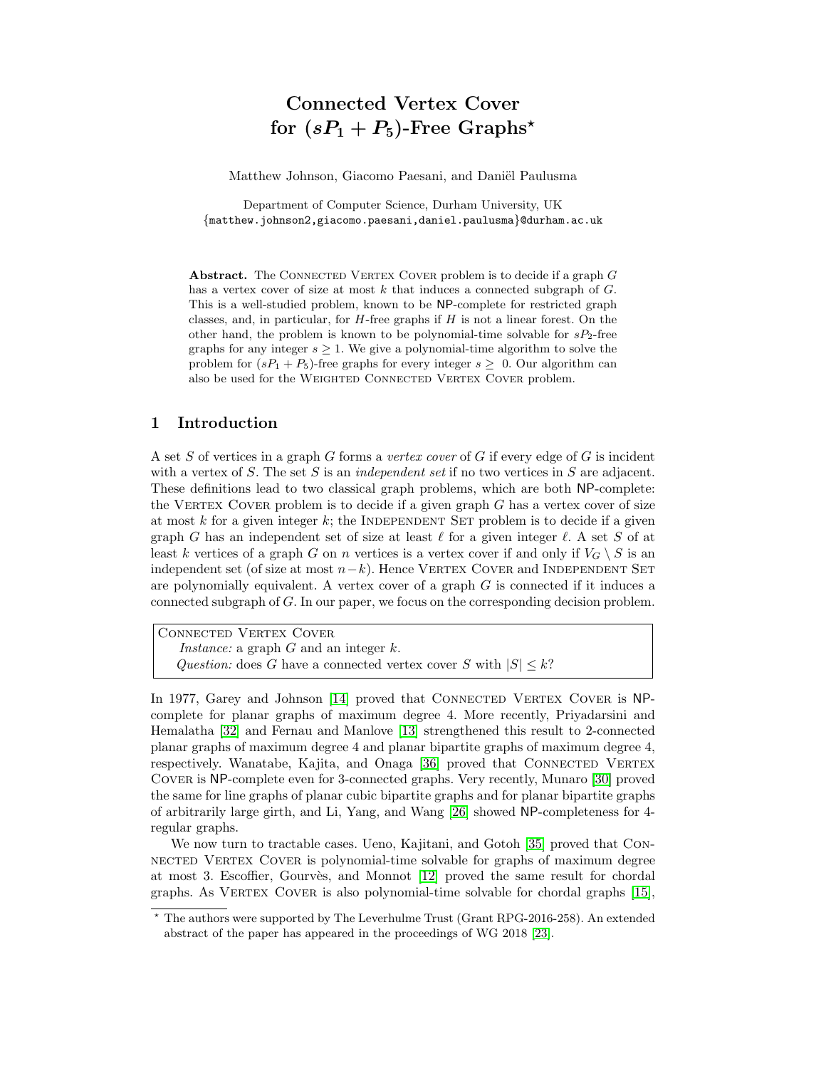# Connected Vertex Cover for $(sP_1 + P_5)$-Free Graphs*

Matthew Johnson, Giacomo Paesani, and Daniël Paulusma

Department of Computer Science, Durham University, UK
{matthew.johnson2,giacomo.paesani,daniel.paulusma}@durham.ac.uk

**Abstract.** The Connected Vertex Cover problem is to decide if a graph $G$ has a vertex cover of size at most $k$ that induces a connected subgraph of $G$. This is a well-studied problem, known to be NP-complete for restricted graph classes, and, in particular, for $H$-free graphs if $H$ is not a linear forest. On the other hand, the problem is known to be polynomial-time solvable for $sP_2$-free graphs for any integer $s \geq 1$. We give a polynomial-time algorithm to solve the problem for $(sP_1 + P_5)$-free graphs for every integer $s \geq 0$. Our algorithm can also be used for the Weighted Connected Vertex Cover problem.

## 1 Introduction

A set $S$ of vertices in a graph $G$ forms a *vertex cover* of $G$ if every edge of $G$ is incident with a vertex of $S$. The set $S$ is an *independent set* if no two vertices in $S$ are adjacent. These definitions lead to two classical graph problems, which are both NP-complete: the Vertex Cover problem is to decide if a given graph $G$ has a vertex cover of size at most $k$ for a given integer $k$; the Independent Set problem is to decide if a given graph $G$ has an independent set of size at least $\ell$ for a given integer $\ell$. A set $S$ of at least $k$ vertices of a graph $G$ on $n$ vertices is a vertex cover if and only if $V_G \setminus S$ is an independent set (of size at most $n-k$). Hence Vertex Cover and Independent Set are polynomially equivalent. A vertex cover of a graph $G$ is connected if it induces a connected subgraph of $G$. In our paper, we focus on the corresponding decision problem.

> Connected Vertex Cover
> *Instance:* a graph $G$ and an integer $k$.
> *Question:* does $G$ have a connected vertex cover $S$ with $|S| \leq k$?

In 1977, Garey and Johnson [14] proved that Connected Vertex Cover is NP-complete for planar graphs of maximum degree 4. More recently, Priyadarsini and Hemalatha [32] and Fernau and Manlove [13] strengthened this result to 2-connected planar graphs of maximum degree 4 and planar bipartite graphs of maximum degree 4, respectively. Wanatabe, Kajita, and Onaga [36] proved that Connected Vertex Cover is NP-complete even for 3-connected graphs. Very recently, Munaro [30] proved the same for line graphs of planar cubic bipartite graphs and for planar bipartite graphs of arbitrarily large girth, and Li, Yang, and Wang [26] showed NP-completeness for 4-regular graphs.

We now turn to tractable cases. Ueno, Kajitani, and Gotoh [35] proved that Connected Vertex Cover is polynomial-time solvable for graphs of maximum degree at most 3. Escoffier, Gourvès, and Monnot [12] proved the same result for chordal graphs. As Vertex Cover is also polynomial-time solvable for chordal graphs [15],

* The authors were supported by The Leverhulme Trust (Grant RPG-2016-258). An extended abstract of the paper has appeared in the proceedings of WG 2018 [23].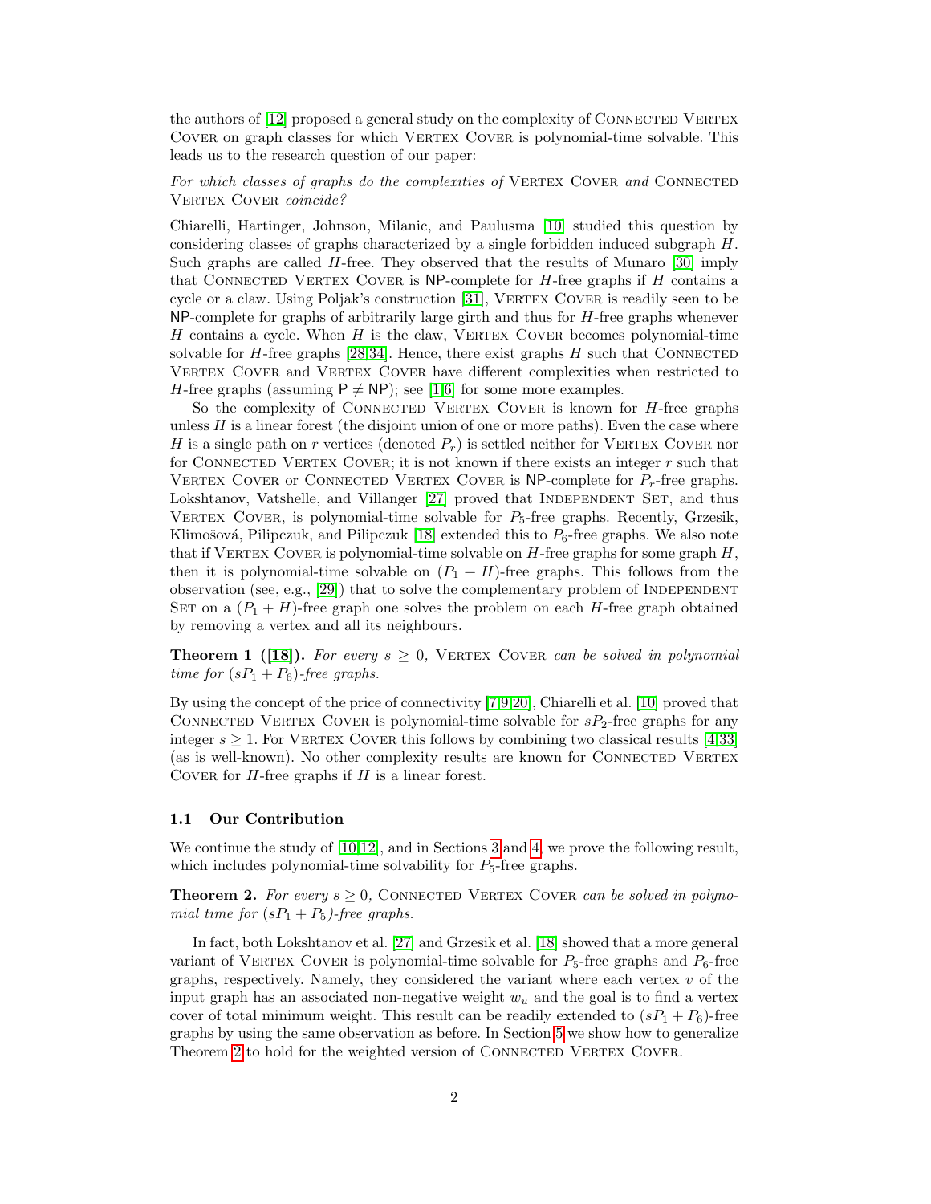the authors of [12] proposed a general study on the complexity of Connected Vertex Cover on graph classes for which Vertex Cover is polynomial-time solvable. This leads us to the research question of our paper:

*For which classes of graphs do the complexities of* Vertex Cover *and* Connected Vertex Cover *coincide?*

Chiarelli, Hartinger, Johnson, Milanic, and Paulusma [10] studied this question by considering classes of graphs characterized by a single forbidden induced subgraph $H$. Such graphs are called $H$-free. They observed that the results of Munaro [30] imply that Connected Vertex Cover is NP-complete for $H$-free graphs if $H$ contains a cycle or a claw. Using Poljak's construction [31], Vertex Cover is readily seen to be NP-complete for graphs of arbitrarily large girth and thus for $H$-free graphs whenever $H$ contains a cycle. When $H$ is the claw, Vertex Cover becomes polynomial-time solvable for $H$-free graphs [28,34]. Hence, there exist graphs $H$ such that Connected Vertex Cover and Vertex Cover have different complexities when restricted to $H$-free graphs (assuming $\mathsf{P} \neq \mathsf{NP}$); see [1,6] for some more examples.

So the complexity of Connected Vertex Cover is known for $H$-free graphs unless $H$ is a linear forest (the disjoint union of one or more paths). Even the case where $H$ is a single path on $r$ vertices (denoted $P_r$) is settled neither for Vertex Cover nor for Connected Vertex Cover; it is not known if there exists an integer $r$ such that Vertex Cover or Connected Vertex Cover is NP-complete for $P_r$-free graphs. Lokshtanov, Vatshelle, and Villanger [27] proved that Independent Set, and thus Vertex Cover, is polynomial-time solvable for $P_5$-free graphs. Recently, Grzesik, Klimošová, Pilipczuk, and Pilipczuk [18] extended this to $P_6$-free graphs. We also note that if Vertex Cover is polynomial-time solvable on $H$-free graphs for some graph $H$, then it is polynomial-time solvable on $(P_1 + H)$-free graphs. This follows from the observation (see, e.g., [29]) that to solve the complementary problem of Independent Set on a $(P_1 + H)$-free graph one solves the problem on each $H$-free graph obtained by removing a vertex and all its neighbours.

**Theorem 1 ([18]).** *For every $s \geq 0$,* Vertex Cover *can be solved in polynomial time for $(sP_1 + P_6)$-free graphs.*

By using the concept of the price of connectivity [7,9,20], Chiarelli et al. [10] proved that Connected Vertex Cover is polynomial-time solvable for $sP_2$-free graphs for any integer $s \geq 1$. For Vertex Cover this follows by combining two classical results [4,33] (as is well-known). No other complexity results are known for Connected Vertex Cover for $H$-free graphs if $H$ is a linear forest.

### 1.1 Our Contribution

We continue the study of [10,12], and in Sections 3 and 4, we prove the following result, which includes polynomial-time solvability for $P_5$-free graphs.

**Theorem 2.** *For every $s \geq 0$,* Connected Vertex Cover *can be solved in polynomial time for $(sP_1 + P_5)$-free graphs.*

In fact, both Lokshtanov et al. [27] and Grzesik et al. [18] showed that a more general variant of Vertex Cover is polynomial-time solvable for $P_5$-free graphs and $P_6$-free graphs, respectively. Namely, they considered the variant where each vertex $v$ of the input graph has an associated non-negative weight $w_u$ and the goal is to find a vertex cover of total minimum weight. This result can be readily extended to $(sP_1 + P_6)$-free graphs by using the same observation as before. In Section 5 we show how to generalize Theorem 2 to hold for the weighted version of Connected Vertex Cover.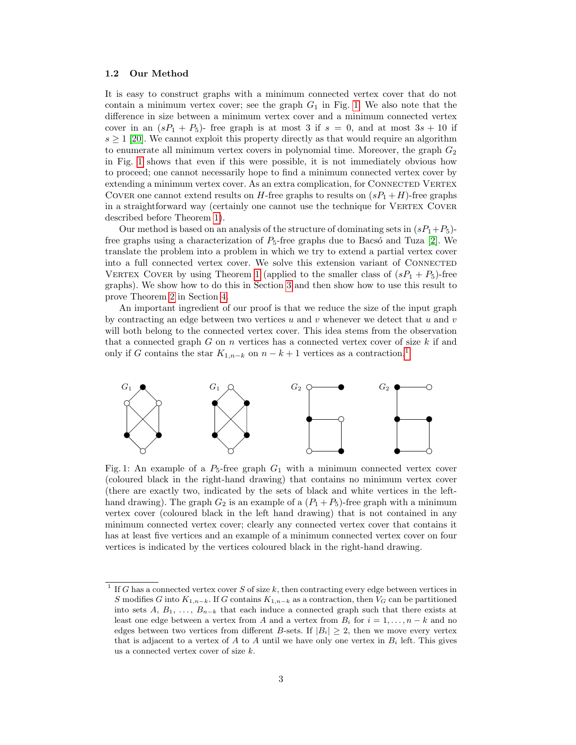### 1.2 Our Method

It is easy to construct graphs with a minimum connected vertex cover that do not contain a minimum vertex cover; see the graph $G_1$ in Fig. 1. We also note that the difference in size between a minimum vertex cover and a minimum connected vertex cover in an $(sP_1 + P_5)$- free graph is at most 3 if $s = 0$, and at most $3s + 10$ if $s \geq 1$ [20]. We cannot exploit this property directly as that would require an algorithm to enumerate all minimum vertex covers in polynomial time. Moreover, the graph $G_2$ in Fig. 1 shows that even if this were possible, it is not immediately obvious how to proceed; one cannot necessarily hope to find a minimum connected vertex cover by extending a minimum vertex cover. As an extra complication, for Connected Vertex Cover one cannot extend results on $H$-free graphs to results on $(sP_1 + H)$-free graphs in a straightforward way (certainly one cannot use the technique for Vertex Cover described before Theorem 1).

Our method is based on an analysis of the structure of dominating sets in $(sP_1 + P_5)$-free graphs using a characterization of $P_5$-free graphs due to Bacsó and Tuza [2]. We translate the problem into a problem in which we try to extend a partial vertex cover into a full connected vertex cover. We solve this extension variant of Connected Vertex Cover by using Theorem 1 (applied to the smaller class of $(sP_1 + P_5)$-free graphs). We show how to do this in Section 3 and then show how to use this result to prove Theorem 2 in Section 4.

An important ingredient of our proof is that we reduce the size of the input graph by contracting an edge between two vertices $u$ and $v$ whenever we detect that $u$ and $v$ will both belong to the connected vertex cover. This idea stems from the observation that a connected graph $G$ on $n$ vertices has a connected vertex cover of size $k$ if and only if $G$ contains the star $K_{1,n-k}$ on $n - k + 1$ vertices as a contraction.[1]

Fig. 1: An example of a $P_5$-free graph $G_1$ with a minimum connected vertex cover (coloured black in the right-hand drawing) that contains no minimum vertex cover (there are exactly two, indicated by the sets of black and white vertices in the left-hand drawing). The graph $G_2$ is an example of a $(P_1 + P_5)$-free graph with a minimum vertex cover (coloured black in the left hand drawing) that is not contained in any minimum connected vertex cover; clearly any connected vertex cover that contains it has at least five vertices and an example of a minimum connected vertex cover on four vertices is indicated by the vertices coloured black in the right-hand drawing.

[1] If $G$ has a connected vertex cover $S$ of size $k$, then contracting every edge between vertices in $S$ modifies $G$ into $K_{1,n-k}$. If $G$ contains $K_{1,n-k}$ as a contraction, then $V_G$ can be partitioned into sets $A$, $B_1$, $\ldots$, $B_{n-k}$ that each induce a connected graph such that there exists at least one edge between a vertex from $A$ and a vertex from $B_i$ for $i = 1, \ldots, n-k$ and no edges between two vertices from different $B$-sets. If $|B_i| \geq 2$, then we move every vertex that is adjacent to a vertex of $A$ to $A$ until we have only one vertex in $B_i$ left. This gives us a connected vertex cover of size $k$.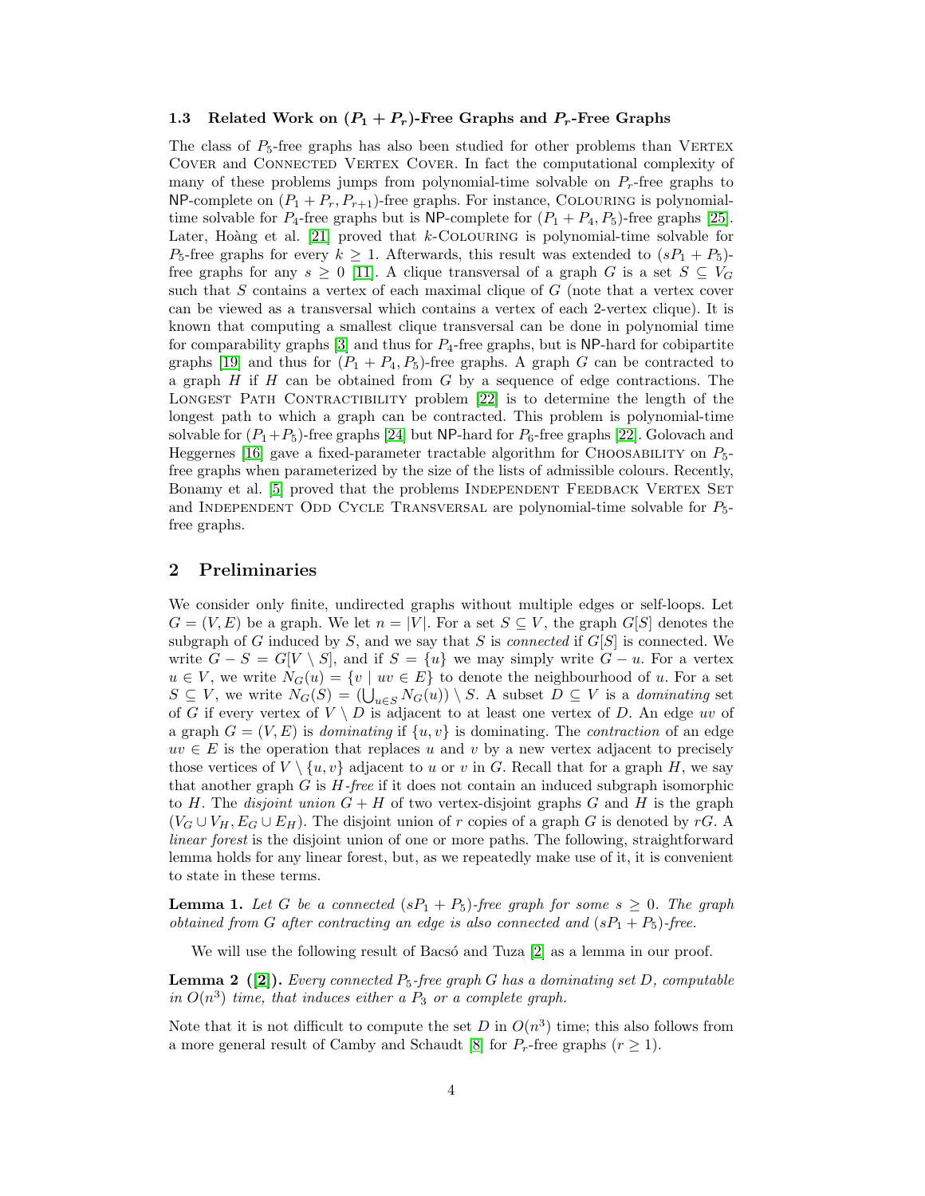### 1.3 Related Work on $(P_1 + P_r)$-Free Graphs and $P_r$-Free Graphs

The class of $P_5$-free graphs has also been studied for other problems than Vertex Cover and Connected Vertex Cover. In fact the computational complexity of many of these problems jumps from polynomial-time solvable on $P_r$-free graphs to NP-complete on $(P_1 + P_r, P_{r+1})$-free graphs. For instance, Colouring is polynomial-time solvable for $P_4$-free graphs but is NP-complete for $(P_1 + P_4, P_5)$-free graphs [25]. Later, Hoàng et al. [21] proved that $k$-Colouring is polynomial-time solvable for $P_5$-free graphs for every $k \geq 1$. Afterwards, this result was extended to $(sP_1 + P_5)$-free graphs for any $s \geq 0$ [11]. A clique transversal of a graph $G$ is a set $S \subseteq V_G$ such that $S$ contains a vertex of each maximal clique of $G$ (note that a vertex cover can be viewed as a transversal which contains a vertex of each 2-vertex clique). It is known that computing a smallest clique transversal can be done in polynomial time for comparability graphs [3] and thus for $P_4$-free graphs, but is NP-hard for cobipartite graphs [19] and thus for $(P_1 + P_4, P_5)$-free graphs. A graph $G$ can be contracted to a graph $H$ if $H$ can be obtained from $G$ by a sequence of edge contractions. The Longest Path Contractibility problem [22] is to determine the length of the longest path to which a graph can be contracted. This problem is polynomial-time solvable for $(P_1+P_5)$-free graphs [24] but NP-hard for $P_6$-free graphs [22]. Golovach and Heggernes [16] gave a fixed-parameter tractable algorithm for Choosability on $P_5$-free graphs when parameterized by the size of the lists of admissible colours. Recently, Bonamy et al. [5] proved that the problems Independent Feedback Vertex Set and Independent Odd Cycle Transversal are polynomial-time solvable for $P_5$-free graphs.

## 2 Preliminaries

We consider only finite, undirected graphs without multiple edges or self-loops. Let $G = (V, E)$ be a graph. We let $n = |V|$. For a set $S \subseteq V$, the graph $G[S]$ denotes the subgraph of $G$ induced by $S$, and we say that $S$ is *connected* if $G[S]$ is connected. We write $G - S = G[V \setminus S]$, and if $S = \{u\}$ we may simply write $G - u$. For a vertex $u \in V$, we write $N_G(u) = \{v \mid uv \in E\}$ to denote the neighbourhood of $u$. For a set $S \subseteq V$, we write $N_G(S) = (\bigcup_{u \in S} N_G(u)) \setminus S$. A subset $D \subseteq V$ is a *dominating* set of $G$ if every vertex of $V \setminus D$ is adjacent to at least one vertex of $D$. An edge $uv$ of a graph $G = (V, E)$ is *dominating* if $\{u, v\}$ is dominating. The *contraction* of an edge $uv \in E$ is the operation that replaces $u$ and $v$ by a new vertex adjacent to precisely those vertices of $V \setminus \{u, v\}$ adjacent to $u$ or $v$ in $G$. Recall that for a graph $H$, we say that another graph $G$ is *$H$-free* if it does not contain an induced subgraph isomorphic to $H$. The *disjoint union* $G + H$ of two vertex-disjoint graphs $G$ and $H$ is the graph $(V_G \cup V_H, E_G \cup E_H)$. The disjoint union of $r$ copies of a graph $G$ is denoted by $rG$. A *linear forest* is the disjoint union of one or more paths. The following, straightforward lemma holds for any linear forest, but, as we repeatedly make use of it, it is convenient to state in these terms.

**Lemma 1.** *Let $G$ be a connected $(sP_1 + P_5)$-free graph for some $s \geq 0$. The graph obtained from $G$ after contracting an edge is also connected and $(sP_1 + P_5)$-free.*

We will use the following result of Bacsó and Tuza [2] as a lemma in our proof.

**Lemma 2 ([2]).** *Every connected $P_5$-free graph $G$ has a dominating set $D$, computable in $O(n^3)$ time, that induces either a $P_3$ or a complete graph.*

Note that it is not difficult to compute the set $D$ in $O(n^3)$ time; this also follows from a more general result of Camby and Schaudt [8] for $P_r$-free graphs $(r \geq 1)$.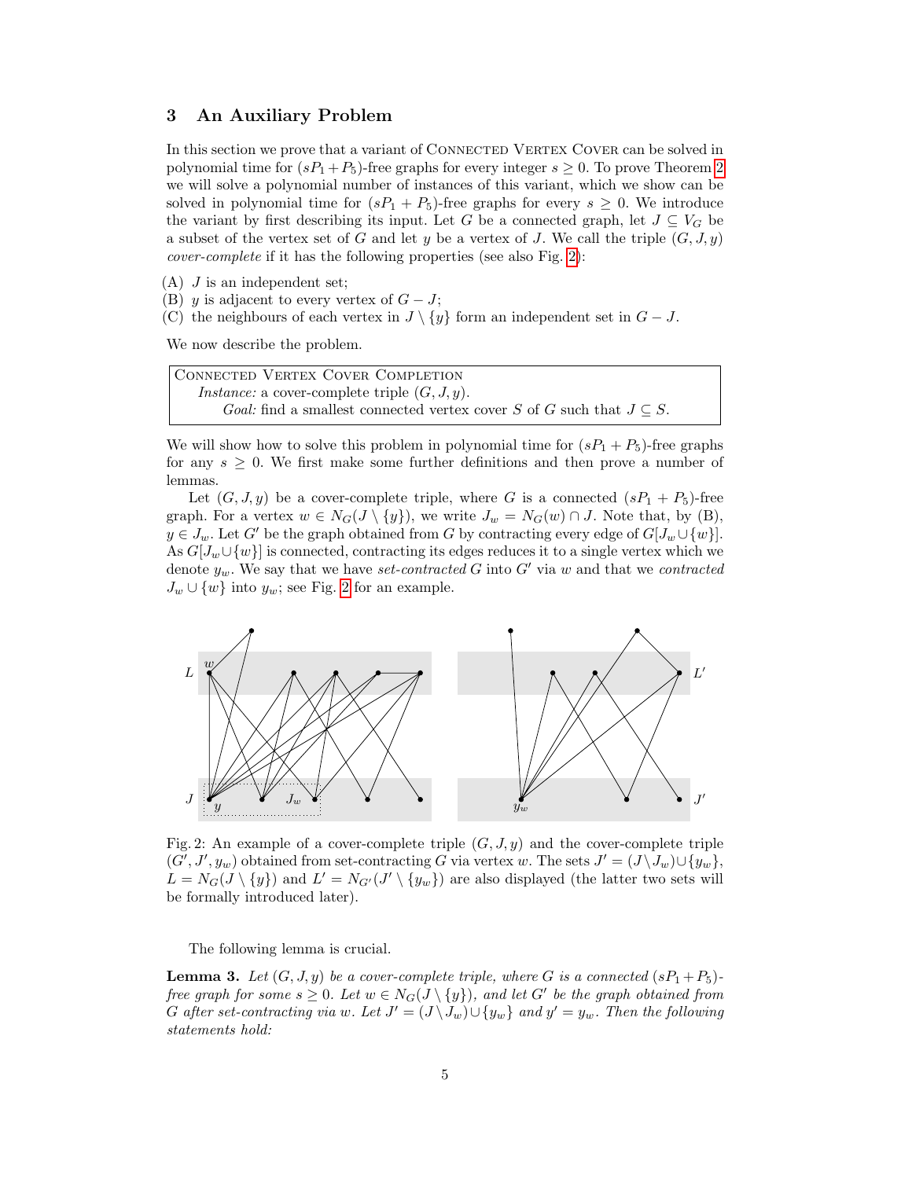## 3 An Auxiliary Problem

In this section we prove that a variant of Connected Vertex Cover can be solved in polynomial time for $(sP_1 + P_5)$-free graphs for every integer $s \geq 0$. To prove Theorem 2 we will solve a polynomial number of instances of this variant, which we show can be solved in polynomial time for $(sP_1 + P_5)$-free graphs for every $s \geq 0$. We introduce the variant by first describing its input. Let $G$ be a connected graph, let $J \subseteq V_G$ be a subset of the vertex set of $G$ and let $y$ be a vertex of $J$. We call the triple $(G, J, y)$ *cover-complete* if it has the following properties (see also Fig. 2):

(A) $J$ is an independent set;
(B) $y$ is adjacent to every vertex of $G - J$;
(C) the neighbours of each vertex in $J \setminus \{y\}$ form an independent set in $G - J$.

We now describe the problem.

> Connected Vertex Cover Completion
> *Instance:* a cover-complete triple $(G, J, y)$.
> *Goal:* find a smallest connected vertex cover $S$ of $G$ such that $J \subseteq S$.

We will show how to solve this problem in polynomial time for $(sP_1 + P_5)$-free graphs for any $s \geq 0$. We first make some further definitions and then prove a number of lemmas.

Let $(G, J, y)$ be a cover-complete triple, where $G$ is a connected $(sP_1 + P_5)$-free graph. For a vertex $w \in N_G(J \setminus \{y\})$, we write $J_w = N_G(w) \cap J$. Note that, by (B), $y \in J_w$. Let $G'$ be the graph obtained from $G$ by contracting every edge of $G[J_w \cup \{w\}]$. As $G[J_w \cup \{w\}]$ is connected, contracting its edges reduces it to a single vertex which we denote $y_w$. We say that we have *set-contracted* $G$ into $G'$ via $w$ and that we *contracted* $J_w \cup \{w\}$ into $y_w$; see Fig. 2 for an example.

Fig. 2: An example of a cover-complete triple $(G, J, y)$ and the cover-complete triple $(G', J', y_w)$ obtained from set-contracting $G$ via vertex $w$. The sets $J' = (J \setminus J_w) \cup \{y_w\}$, $L = N_G(J \setminus \{y\})$ and $L' = N_{G'}(J' \setminus \{y_w\})$ are also displayed (the latter two sets will be formally introduced later).

The following lemma is crucial.

**Lemma 3.** *Let $(G, J, y)$ be a cover-complete triple, where $G$ is a connected $(sP_1 + P_5)$-free graph for some $s \geq 0$. Let $w \in N_G(J \setminus \{y\})$, and let $G'$ be the graph obtained from $G$ after set-contracting via $w$. Let $J' = (J \setminus J_w) \cup \{y_w\}$ and $y' = y_w$. Then the following statements hold:*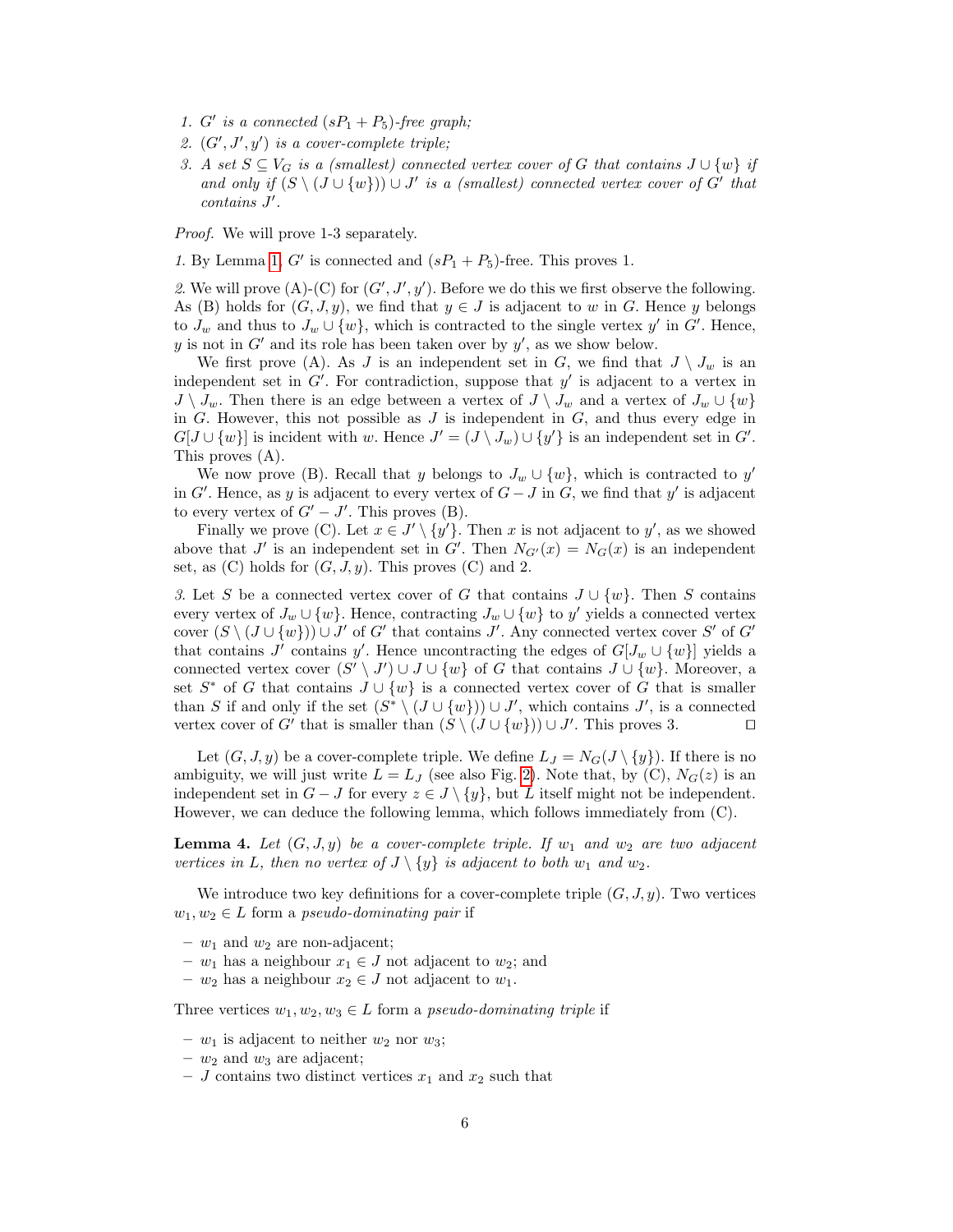1. *$G'$ is a connected $(sP_1 + P_5)$-free graph;*
2. *$(G', J', y')$ is a cover-complete triple;*
3. *A set $S \subseteq V_G$ is a (smallest) connected vertex cover of $G$ that contains $J \cup \{w\}$ if and only if $(S \setminus (J \cup \{w\})) \cup J'$ is a (smallest) connected vertex cover of $G'$ that contains $J'$.*

*Proof.* We will prove 1-3 separately.

*1.* By Lemma 1, $G'$ is connected and $(sP_1 + P_5)$-free. This proves 1.

*2.* We will prove (A)-(C) for $(G', J', y')$. Before we do this we first observe the following. As (B) holds for $(G, J, y)$, we find that $y \in J$ is adjacent to $w$ in $G$. Hence $y$ belongs to $J_w$ and thus to $J_w \cup \{w\}$, which is contracted to the single vertex $y'$ in $G'$. Hence, $y$ is not in $G'$ and its role has been taken over by $y'$, as we show below.

We first prove (A). As $J$ is an independent set in $G$, we find that $J \setminus J_w$ is an independent set in $G'$. For contradiction, suppose that $y'$ is adjacent to a vertex in $J \setminus J_w$. Then there is an edge between a vertex of $J \setminus J_w$ and a vertex of $J_w \cup \{w\}$ in $G$. However, this not possible as $J$ is independent in $G$, and thus every edge in $G[J \cup \{w\}]$ is incident with $w$. Hence $J' = (J \setminus J_w) \cup \{y'\}$ is an independent set in $G'$. This proves (A).

We now prove (B). Recall that $y$ belongs to $J_w \cup \{w\}$, which is contracted to $y'$ in $G'$. Hence, as $y$ is adjacent to every vertex of $G - J$ in $G$, we find that $y'$ is adjacent to every vertex of $G' - J'$. This proves (B).

Finally we prove (C). Let $x \in J' \setminus \{y'\}$. Then $x$ is not adjacent to $y'$, as we showed above that $J'$ is an independent set in $G'$. Then $N_{G'}(x) = N_G(x)$ is an independent set, as (C) holds for $(G, J, y)$. This proves (C) and 2.

*3.* Let $S$ be a connected vertex cover of $G$ that contains $J \cup \{w\}$. Then $S$ contains every vertex of $J_w \cup \{w\}$. Hence, contracting $J_w \cup \{w\}$ to $y'$ yields a connected vertex cover $(S \setminus (J \cup \{w\})) \cup J'$ of $G'$ that contains $J'$. Any connected vertex cover $S'$ of $G'$ that contains $J'$ contains $y'$. Hence uncontracting the edges of $G[J_w \cup \{w\}]$ yields a connected vertex cover $(S' \setminus J') \cup J \cup \{w\}$ of $G$ that contains $J \cup \{w\}$. Moreover, a set $S^*$ of $G$ that contains $J \cup \{w\}$ is a connected vertex cover of $G$ that is smaller than $S$ if and only if the set $(S^* \setminus (J \cup \{w\})) \cup J'$, which contains $J'$, is a connected vertex cover of $G'$ that is smaller than $(S \setminus (J \cup \{w\})) \cup J'$. This proves 3. ◻

Let $(G, J, y)$ be a cover-complete triple. We define $L_J = N_G(J \setminus \{y\})$. If there is no ambiguity, we will just write $L = L_J$ (see also Fig. 2). Note that, by (C), $N_G(z)$ is an independent set in $G - J$ for every $z \in J \setminus \{y\}$, but $L$ itself might not be independent. However, we can deduce the following lemma, which follows immediately from (C).

**Lemma 4.** *Let $(G, J, y)$ be a cover-complete triple. If $w_1$ and $w_2$ are two adjacent vertices in $L$, then no vertex of $J \setminus \{y\}$ is adjacent to both $w_1$ and $w_2$.*

We introduce two key definitions for a cover-complete triple $(G, J, y)$. Two vertices $w_1, w_2 \in L$ form a *pseudo-dominating pair* if

- $w_1$ and $w_2$ are non-adjacent;
- $w_1$ has a neighbour $x_1 \in J$ not adjacent to $w_2$; and
- $w_2$ has a neighbour $x_2 \in J$ not adjacent to $w_1$.

Three vertices $w_1, w_2, w_3 \in L$ form a *pseudo-dominating triple* if

- $w_1$ is adjacent to neither $w_2$ nor $w_3$;
- $w_2$ and $w_3$ are adjacent;
- $J$ contains two distinct vertices $x_1$ and $x_2$ such that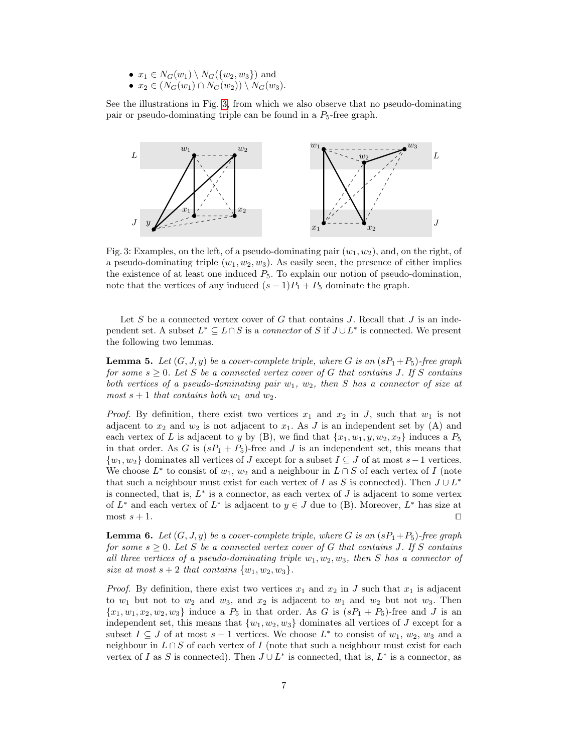- $x_1 \in N_G(w_1) \setminus N_G(\{w_2, w_3\})$ and
- $x_2 \in (N_G(w_1) \cap N_G(w_2)) \setminus N_G(w_3)$.

See the illustrations in Fig. 3, from which we also observe that no pseudo-dominating pair or pseudo-dominating triple can be found in a $P_5$-free graph.

Fig. 3: Examples, on the left, of a pseudo-dominating pair $(w_1, w_2)$, and, on the right, of a pseudo-dominating triple $(w_1, w_2, w_3)$. As easily seen, the presence of either implies the existence of at least one induced $P_5$. To explain our notion of pseudo-domination, note that the vertices of any induced $(s-1)P_1 + P_5$ dominate the graph.

Let $S$ be a connected vertex cover of $G$ that contains $J$. Recall that $J$ is an independent set. A subset $L^* \subseteq L \cap S$ is a *connector* of $S$ if $J \cup L^*$ is connected. We present the following two lemmas.

**Lemma 5.** *Let $(G, J, y)$ be a cover-complete triple, where $G$ is an $(sP_1 + P_5)$-free graph for some $s \geq 0$. Let $S$ be a connected vertex cover of $G$ that contains $J$. If $S$ contains both vertices of a pseudo-dominating pair $w_1$, $w_2$, then $S$ has a connector of size at most $s+1$ that contains both $w_1$ and $w_2$.*

*Proof.* By definition, there exist two vertices $x_1$ and $x_2$ in $J$, such that $w_1$ is not adjacent to $x_2$ and $w_2$ is not adjacent to $x_1$. As $J$ is an independent set by (A) and each vertex of $L$ is adjacent to $y$ by (B), we find that $\{x_1, w_1, y, w_2, x_2\}$ induces a $P_5$ in that order. As $G$ is $(sP_1 + P_5)$-free and $J$ is an independent set, this means that $\{w_1, w_2\}$ dominates all vertices of $J$ except for a subset $I \subseteq J$ of at most $s-1$ vertices. We choose $L^*$ to consist of $w_1$, $w_2$ and a neighbour in $L \cap S$ of each vertex of $I$ (note that such a neighbour must exist for each vertex of $I$ as $S$ is connected). Then $J \cup L^*$ is connected, that is, $L^*$ is a connector, as each vertex of $J$ is adjacent to some vertex of $L^*$ and each vertex of $L^*$ is adjacent to $y \in J$ due to (B). Moreover, $L^*$ has size at most $s+1$. ◻

**Lemma 6.** *Let $(G, J, y)$ be a cover-complete triple, where $G$ is an $(sP_1 + P_5)$-free graph for some $s \geq 0$. Let $S$ be a connected vertex cover of $G$ that contains $J$. If $S$ contains all three vertices of a pseudo-dominating triple $w_1, w_2, w_3$, then $S$ has a connector of size at most $s+2$ that contains $\{w_1, w_2, w_3\}$.*

*Proof.* By definition, there exist two vertices $x_1$ and $x_2$ in $J$ such that $x_1$ is adjacent to $w_1$ but not to $w_2$ and $w_3$, and $x_2$ is adjacent to $w_1$ and $w_2$ but not $w_3$. Then $\{x_1, w_1, x_2, w_2, w_3\}$ induce a $P_5$ in that order. As $G$ is $(sP_1 + P_5)$-free and $J$ is an independent set, this means that $\{w_1, w_2, w_3\}$ dominates all vertices of $J$ except for a subset $I \subseteq J$ of at most $s-1$ vertices. We choose $L^*$ to consist of $w_1$, $w_2$, $w_3$ and a neighbour in $L \cap S$ of each vertex of $I$ (note that such a neighbour must exist for each vertex of $I$ as $S$ is connected). Then $J \cup L^*$ is connected, that is, $L^*$ is a connector, as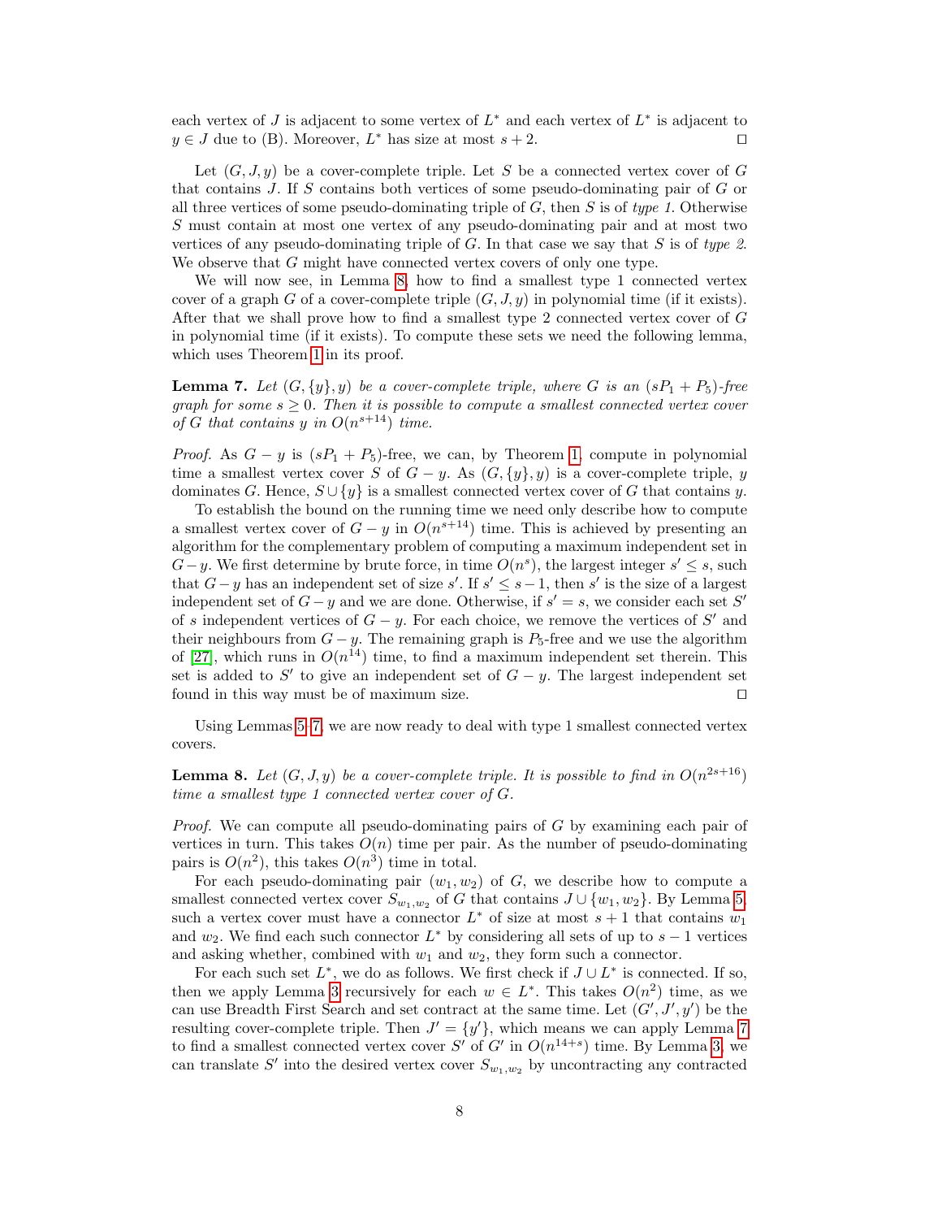each vertex of $J$ is adjacent to some vertex of $L^*$ and each vertex of $L^*$ is adjacent to $y \in J$ due to (B). Moreover, $L^*$ has size at most $s + 2$. ☐

Let $(G, J, y)$ be a cover-complete triple. Let $S$ be a connected vertex cover of $G$ that contains $J$. If $S$ contains both vertices of some pseudo-dominating pair of $G$ or all three vertices of some pseudo-dominating triple of $G$, then $S$ is of *type 1*. Otherwise $S$ must contain at most one vertex of any pseudo-dominating pair and at most two vertices of any pseudo-dominating triple of $G$. In that case we say that $S$ is of *type 2*. We observe that $G$ might have connected vertex covers of only one type.

We will now see, in Lemma 8, how to find a smallest type 1 connected vertex cover of a graph $G$ of a cover-complete triple $(G, J, y)$ in polynomial time (if it exists). After that we shall prove how to find a smallest type 2 connected vertex cover of $G$ in polynomial time (if it exists). To compute these sets we need the following lemma, which uses Theorem 1 in its proof.

**Lemma 7.** *Let $(G, \{y\}, y)$ be a cover-complete triple, where $G$ is an $(sP_1 + P_5)$-free graph for some $s \geq 0$. Then it is possible to compute a smallest connected vertex cover of $G$ that contains $y$ in $O(n^{s+14})$ time.*

*Proof.* As $G - y$ is $(sP_1 + P_5)$-free, we can, by Theorem 1, compute in polynomial time a smallest vertex cover $S$ of $G - y$. As $(G, \{y\}, y)$ is a cover-complete triple, $y$ dominates $G$. Hence, $S \cup \{y\}$ is a smallest connected vertex cover of $G$ that contains $y$.

To establish the bound on the running time we need only describe how to compute a smallest vertex cover of $G - y$ in $O(n^{s+14})$ time. This is achieved by presenting an algorithm for the complementary problem of computing a maximum independent set in $G - y$. We first determine by brute force, in time $O(n^s)$, the largest integer $s' \leq s$, such that $G - y$ has an independent set of size $s'$. If $s' \leq s - 1$, then $s'$ is the size of a largest independent set of $G - y$ and we are done. Otherwise, if $s' = s$, we consider each set $S'$ of $s$ independent vertices of $G - y$. For each choice, we remove the vertices of $S'$ and their neighbours from $G - y$. The remaining graph is $P_5$-free and we use the algorithm of [27], which runs in $O(n^{14})$ time, to find a maximum independent set therein. This set is added to $S'$ to give an independent set of $G - y$. The largest independent set found in this way must be of maximum size. ☐

Using Lemmas 5–7, we are now ready to deal with type 1 smallest connected vertex covers.

**Lemma 8.** *Let $(G, J, y)$ be a cover-complete triple. It is possible to find in $O(n^{2s+16})$ time a smallest type 1 connected vertex cover of $G$.*

*Proof.* We can compute all pseudo-dominating pairs of $G$ by examining each pair of vertices in turn. This takes $O(n)$ time per pair. As the number of pseudo-dominating pairs is $O(n^2)$, this takes $O(n^3)$ time in total.

For each pseudo-dominating pair $(w_1, w_2)$ of $G$, we describe how to compute a smallest connected vertex cover $S_{w_1,w_2}$ of $G$ that contains $J \cup \{w_1, w_2\}$. By Lemma 5, such a vertex cover must have a connector $L^*$ of size at most $s + 1$ that contains $w_1$ and $w_2$. We find each such connector $L^*$ by considering all sets of up to $s - 1$ vertices and asking whether, combined with $w_1$ and $w_2$, they form such a connector.

For each such set $L^*$, we do as follows. We first check if $J \cup L^*$ is connected. If so, then we apply Lemma 3 recursively for each $w \in L^*$. This takes $O(n^2)$ time, as we can use Breadth First Search and set contract at the same time. Let $(G', J', y')$ be the resulting cover-complete triple. Then $J' = \{y'\}$, which means we can apply Lemma 7 to find a smallest connected vertex cover $S'$ of $G'$ in $O(n^{14+s})$ time. By Lemma 3, we can translate $S'$ into the desired vertex cover $S_{w_1,w_2}$ by uncontracting any contracted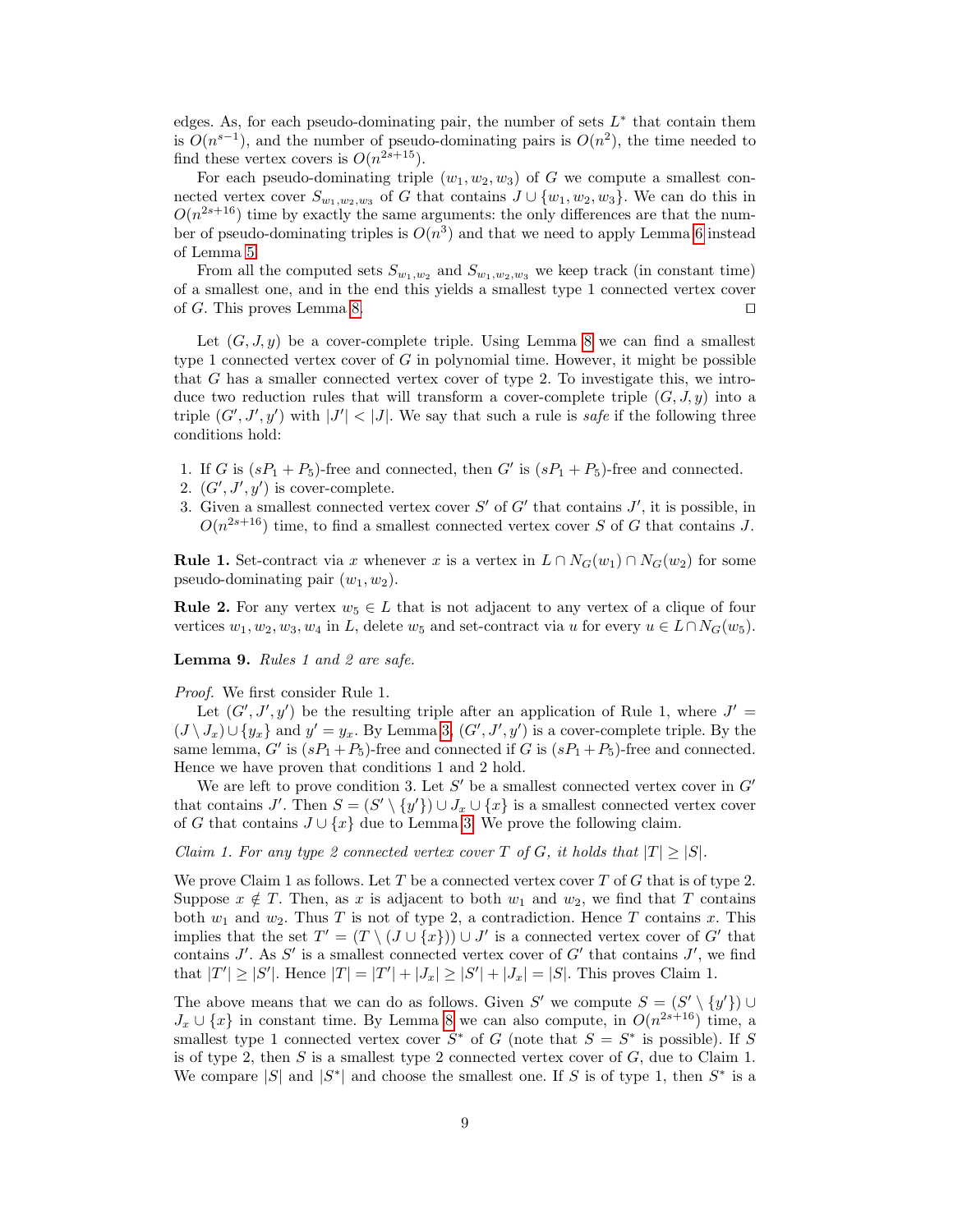edges. As, for each pseudo-dominating pair, the number of sets $L^*$ that contain them is $O(n^{s-1})$, and the number of pseudo-dominating pairs is $O(n^2)$, the time needed to find these vertex covers is $O(n^{2s+15})$.

For each pseudo-dominating triple $(w_1, w_2, w_3)$ of $G$ we compute a smallest connected vertex cover $S_{w_1,w_2,w_3}$ of $G$ that contains $J \cup \{w_1, w_2, w_3\}$. We can do this in $O(n^{2s+16})$ time by exactly the same arguments: the only differences are that the number of pseudo-dominating triples is $O(n^3)$ and that we need to apply Lemma 6 instead of Lemma 5.

From all the computed sets $S_{w_1,w_2}$ and $S_{w_1,w_2,w_3}$ we keep track (in constant time) of a smallest one, and in the end this yields a smallest type 1 connected vertex cover of $G$. This proves Lemma 8. ◻

Let $(G, J, y)$ be a cover-complete triple. Using Lemma 8 we can find a smallest type 1 connected vertex cover of $G$ in polynomial time. However, it might be possible that $G$ has a smaller connected vertex cover of type 2. To investigate this, we introduce two reduction rules that will transform a cover-complete triple $(G, J, y)$ into a triple $(G', J', y')$ with $|J'| < |J|$. We say that such a rule is *safe* if the following three conditions hold:

1. If $G$ is $(sP_1 + P_5)$-free and connected, then $G'$ is $(sP_1 + P_5)$-free and connected.
2. $(G', J', y')$ is cover-complete.
3. Given a smallest connected vertex cover $S'$ of $G'$ that contains $J'$, it is possible, in $O(n^{2s+16})$ time, to find a smallest connected vertex cover $S$ of $G$ that contains $J$.

**Rule 1.** Set-contract via $x$ whenever $x$ is a vertex in $L \cap N_G(w_1) \cap N_G(w_2)$ for some pseudo-dominating pair $(w_1, w_2)$.

**Rule 2.** For any vertex $w_5 \in L$ that is not adjacent to any vertex of a clique of four vertices $w_1, w_2, w_3, w_4$ in $L$, delete $w_5$ and set-contract via $u$ for every $u \in L \cap N_G(w_5)$.

**Lemma 9.** *Rules 1 and 2 are safe.*

*Proof.* We first consider Rule 1.

Let $(G', J', y')$ be the resulting triple after an application of Rule 1, where $J' = (J \setminus J_x) \cup \{y_x\}$ and $y' = y_x$. By Lemma 3, $(G', J', y')$ is a cover-complete triple. By the same lemma, $G'$ is $(sP_1 + P_5)$-free and connected if $G$ is $(sP_1 + P_5)$-free and connected. Hence we have proven that conditions 1 and 2 hold.

We are left to prove condition 3. Let $S'$ be a smallest connected vertex cover in $G'$ that contains $J'$. Then $S = (S' \setminus \{y'\}) \cup J_x \cup \{x\}$ is a smallest connected vertex cover of $G$ that contains $J \cup \{x\}$ due to Lemma 3. We prove the following claim.

*Claim 1. For any type 2 connected vertex cover $T$ of $G$, it holds that $|T| \geq |S|$.*

We prove Claim 1 as follows. Let $T$ be a connected vertex cover $T$ of $G$ that is of type 2. Suppose $x \notin T$. Then, as $x$ is adjacent to both $w_1$ and $w_2$, we find that $T$ contains both $w_1$ and $w_2$. Thus $T$ is not of type 2, a contradiction. Hence $T$ contains $x$. This implies that the set $T' = (T \setminus (J \cup \{x\})) \cup J'$ is a connected vertex cover of $G'$ that contains $J'$. As $S'$ is a smallest connected vertex cover of $G'$ that contains $J'$, we find that $|T'| \geq |S'|$. Hence $|T| = |T'| + |J_x| \geq |S'| + |J_x| = |S|$. This proves Claim 1.

The above means that we can do as follows. Given $S'$ we compute $S = (S' \setminus \{y'\}) \cup J_x \cup \{x\}$ in constant time. By Lemma 8 we can also compute, in $O(n^{2s+16})$ time, a smallest type 1 connected vertex cover $S^*$ of $G$ (note that $S = S^*$ is possible). If $S$ is of type 2, then $S$ is a smallest type 2 connected vertex cover of $G$, due to Claim 1. We compare $|S|$ and $|S^*|$ and choose the smallest one. If $S$ is of type 1, then $S^*$ is a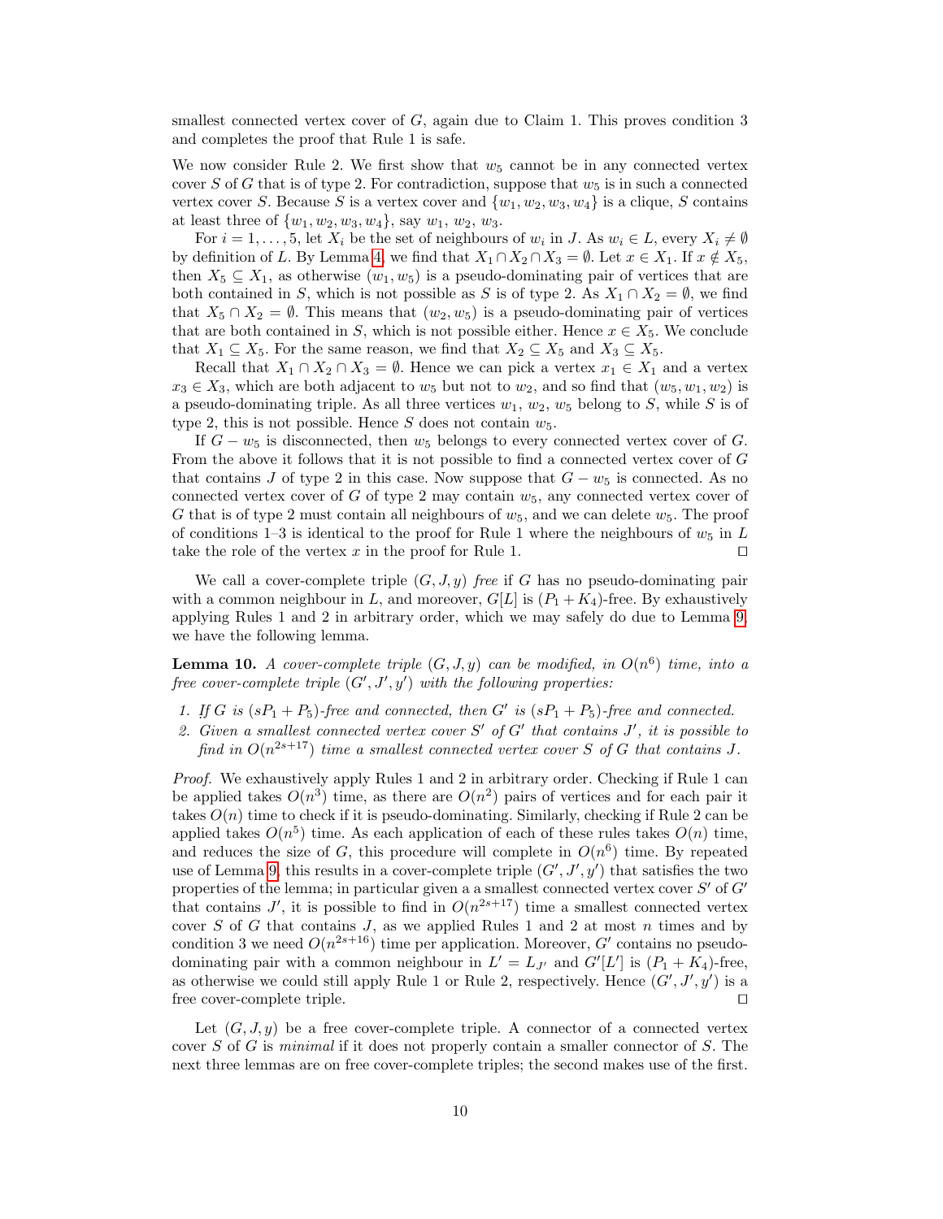smallest connected vertex cover of $G$, again due to Claim 1. This proves condition 3 and completes the proof that Rule 1 is safe.

We now consider Rule 2. We first show that $w_5$ cannot be in any connected vertex cover $S$ of $G$ that is of type 2. For contradiction, suppose that $w_5$ is in such a connected vertex cover $S$. Because $S$ is a vertex cover and $\{w_1, w_2, w_3, w_4\}$ is a clique, $S$ contains at least three of $\{w_1, w_2, w_3, w_4\}$, say $w_1$, $w_2$, $w_3$.

For $i = 1, \ldots, 5$, let $X_i$ be the set of neighbours of $w_i$ in $J$. As $w_i \in L$, every $X_i \neq \emptyset$ by definition of $L$. By Lemma 4, we find that $X_1 \cap X_2 \cap X_3 = \emptyset$. Let $x \in X_1$. If $x \notin X_5$, then $X_5 \subseteq X_1$, as otherwise $(w_1, w_5)$ is a pseudo-dominating pair of vertices that are both contained in $S$, which is not possible as $S$ is of type 2. As $X_1 \cap X_2 = \emptyset$, we find that $X_5 \cap X_2 = \emptyset$. This means that $(w_2, w_5)$ is a pseudo-dominating pair of vertices that are both contained in $S$, which is not possible either. Hence $x \in X_5$. We conclude that $X_1 \subseteq X_5$. For the same reason, we find that $X_2 \subseteq X_5$ and $X_3 \subseteq X_5$.

Recall that $X_1 \cap X_2 \cap X_3 = \emptyset$. Hence we can pick a vertex $x_1 \in X_1$ and a vertex $x_3 \in X_3$, which are both adjacent to $w_5$ but not to $w_2$, and so find that $(w_5, w_1, w_2)$ is a pseudo-dominating triple. As all three vertices $w_1$, $w_2$, $w_5$ belong to $S$, while $S$ is of type 2, this is not possible. Hence $S$ does not contain $w_5$.

If $G - w_5$ is disconnected, then $w_5$ belongs to every connected vertex cover of $G$. From the above it follows that it is not possible to find a connected vertex cover of $G$ that contains $J$ of type 2 in this case. Now suppose that $G - w_5$ is connected. As no connected vertex cover of $G$ of type 2 may contain $w_5$, any connected vertex cover of $G$ that is of type 2 must contain all neighbours of $w_5$, and we can delete $w_5$. The proof of conditions 1–3 is identical to the proof for Rule 1 where the neighbours of $w_5$ in $L$ take the role of the vertex $x$ in the proof for Rule 1. ◻

We call a cover-complete triple $(G, J, y)$ *free* if $G$ has no pseudo-dominating pair with a common neighbour in $L$, and moreover, $G[L]$ is $(P_1 + K_4)$-free. By exhaustively applying Rules 1 and 2 in arbitrary order, which we may safely do due to Lemma 9, we have the following lemma.

**Lemma 10.** *A cover-complete triple $(G, J, y)$ can be modified, in $O(n^6)$ time, into a free cover-complete triple $(G', J', y')$ with the following properties:*

1. *If $G$ is $(sP_1 + P_5)$-free and connected, then $G'$ is $(sP_1 + P_5)$-free and connected.*
2. *Given a smallest connected vertex cover $S'$ of $G'$ that contains $J'$, it is possible to find in $O(n^{2s+17})$ time a smallest connected vertex cover $S$ of $G$ that contains $J$.*

*Proof.* We exhaustively apply Rules 1 and 2 in arbitrary order. Checking if Rule 1 can be applied takes $O(n^3)$ time, as there are $O(n^2)$ pairs of vertices and for each pair it takes $O(n)$ time to check if it is pseudo-dominating. Similarly, checking if Rule 2 can be applied takes $O(n^5)$ time. As each application of each of these rules takes $O(n)$ time, and reduces the size of $G$, this procedure will complete in $O(n^6)$ time. By repeated use of Lemma 9, this results in a cover-complete triple $(G', J', y')$ that satisfies the two properties of the lemma; in particular given a a smallest connected vertex cover $S'$ of $G'$ that contains $J'$, it is possible to find in $O(n^{2s+17})$ time a smallest connected vertex cover $S$ of $G$ that contains $J$, as we applied Rules 1 and 2 at most $n$ times and by condition 3 we need $O(n^{2s+16})$ time per application. Moreover, $G'$ contains no pseudo-dominating pair with a common neighbour in $L' = L_{J'}$ and $G'[L']$ is $(P_1 + K_4)$-free, as otherwise we could still apply Rule 1 or Rule 2, respectively. Hence $(G', J', y')$ is a free cover-complete triple. ◻

Let $(G, J, y)$ be a free cover-complete triple. A connector of a connected vertex cover $S$ of $G$ is *minimal* if it does not properly contain a smaller connector of $S$. The next three lemmas are on free cover-complete triples; the second makes use of the first.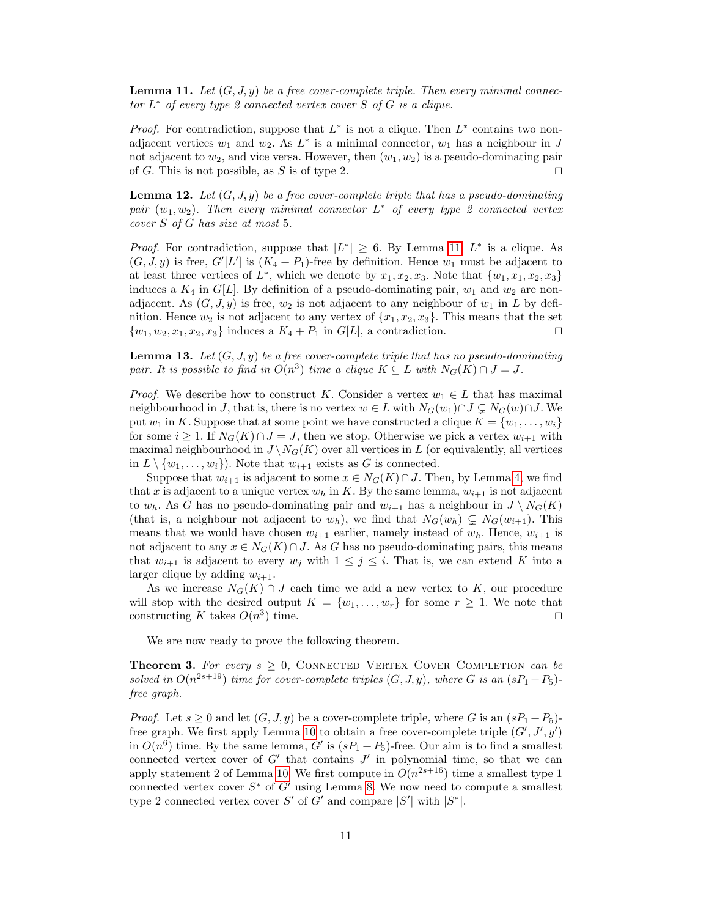**Lemma 11.** *Let $(G, J, y)$ be a free cover-complete triple. Then every minimal connector $L^*$ of every type 2 connected vertex cover $S$ of $G$ is a clique.*

*Proof.* For contradiction, suppose that $L^*$ is not a clique. Then $L^*$ contains two non-adjacent vertices $w_1$ and $w_2$. As $L^*$ is a minimal connector, $w_1$ has a neighbour in $J$ not adjacent to $w_2$, and vice versa. However, then $(w_1, w_2)$ is a pseudo-dominating pair of $G$. This is not possible, as $S$ is of type 2. ◻

**Lemma 12.** *Let $(G, J, y)$ be a free cover-complete triple that has a pseudo-dominating pair $(w_1, w_2)$. Then every minimal connector $L^*$ of every type 2 connected vertex cover $S$ of $G$ has size at most 5.*

*Proof.* For contradiction, suppose that $|L^*| \geq 6$. By Lemma 11, $L^*$ is a clique. As $(G, J, y)$ is free, $G'[L']$ is $(K_4 + P_1)$-free by definition. Hence $w_1$ must be adjacent to at least three vertices of $L^*$, which we denote by $x_1, x_2, x_3$. Note that $\{w_1, x_1, x_2, x_3\}$ induces a $K_4$ in $G[L]$. By definition of a pseudo-dominating pair, $w_1$ and $w_2$ are non-adjacent. As $(G, J, y)$ is free, $w_2$ is not adjacent to any neighbour of $w_1$ in $L$ by definition. Hence $w_2$ is not adjacent to any vertex of $\{x_1, x_2, x_3\}$. This means that the set $\{w_1, w_2, x_1, x_2, x_3\}$ induces a $K_4 + P_1$ in $G[L]$, a contradiction. ◻

**Lemma 13.** *Let $(G, J, y)$ be a free cover-complete triple that has no pseudo-dominating pair. It is possible to find in $O(n^3)$ time a clique $K \subseteq L$ with $N_G(K) \cap J = J$.*

*Proof.* We describe how to construct $K$. Consider a vertex $w_1 \in L$ that has maximal neighbourhood in $J$, that is, there is no vertex $w \in L$ with $N_G(w_1) \cap J \subsetneq N_G(w) \cap J$. We put $w_1$ in $K$. Suppose that at some point we have constructed a clique $K = \{w_1, \ldots, w_i\}$ for some $i \geq 1$. If $N_G(K) \cap J = J$, then we stop. Otherwise we pick a vertex $w_{i+1}$ with maximal neighbourhood in $J \setminus N_G(K)$ over all vertices in $L$ (or equivalently, all vertices in $L \setminus \{w_1, \ldots, w_i\}$). Note that $w_{i+1}$ exists as $G$ is connected.

Suppose that $w_{i+1}$ is adjacent to some $x \in N_G(K) \cap J$. Then, by Lemma 4, we find that $x$ is adjacent to a unique vertex $w_h$ in $K$. By the same lemma, $w_{i+1}$ is not adjacent to $w_h$. As $G$ has no pseudo-dominating pair and $w_{i+1}$ has a neighbour in $J \setminus N_G(K)$ (that is, a neighbour not adjacent to $w_h$), we find that $N_G(w_h) \subsetneq N_G(w_{i+1})$. This means that we would have chosen $w_{i+1}$ earlier, namely instead of $w_h$. Hence, $w_{i+1}$ is not adjacent to any $x \in N_G(K) \cap J$. As $G$ has no pseudo-dominating pairs, this means that $w_{i+1}$ is adjacent to every $w_j$ with $1 \leq j \leq i$. That is, we can extend $K$ into a larger clique by adding $w_{i+1}$.

As we increase $N_G(K) \cap J$ each time we add a new vertex to $K$, our procedure will stop with the desired output $K = \{w_1, \ldots, w_r\}$ for some $r \geq 1$. We note that constructing $K$ takes $O(n^3)$ time. ◻

We are now ready to prove the following theorem.

**Theorem 3.** *For every $s \geq 0$,* Connected Vertex Cover Completion *can be solved in $O(n^{2s+19})$ time for cover-complete triples $(G, J, y)$, where $G$ is an $(sP_1 + P_5)$-free graph.*

*Proof.* Let $s \geq 0$ and let $(G, J, y)$ be a cover-complete triple, where $G$ is an $(sP_1 + P_5)$-free graph. We first apply Lemma 10 to obtain a free cover-complete triple $(G', J', y')$ in $O(n^6)$ time. By the same lemma, $G'$ is $(sP_1 + P_5)$-free. Our aim is to find a smallest connected vertex cover of $G'$ that contains $J'$ in polynomial time, so that we can apply statement 2 of Lemma 10. We first compute in $O(n^{2s+16})$ time a smallest type 1 connected vertex cover $S^*$ of $G'$ using Lemma 8. We now need to compute a smallest type 2 connected vertex cover $S'$ of $G'$ and compare $|S'|$ with $|S^*|$.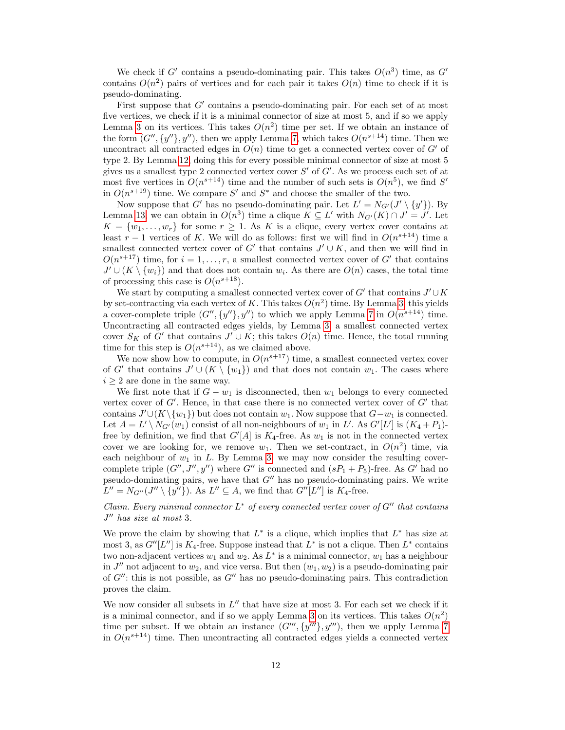We check if $G'$ contains a pseudo-dominating pair. This takes $O(n^3)$ time, as $G'$ contains $O(n^2)$ pairs of vertices and for each pair it takes $O(n)$ time to check if it is pseudo-dominating.

First suppose that $G'$ contains a pseudo-dominating pair. For each set of at most five vertices, we check if it is a minimal connector of size at most 5, and if so we apply Lemma 3 on its vertices. This takes $O(n^2)$ time per set. If we obtain an instance of the form $(G'', \{y''\}, y'')$, then we apply Lemma 7, which takes $O(n^{s+14})$ time. Then we uncontract all contracted edges in $O(n)$ time to get a connected vertex cover of $G'$ of type 2. By Lemma 12, doing this for every possible minimal connector of size at most 5 gives us a smallest type 2 connected vertex cover $S'$ of $G'$. As we process each set of at most five vertices in $O(n^{s+14})$ time and the number of such sets is $O(n^5)$, we find $S'$ in $O(n^{s+19})$ time. We compare $S'$ and $S^*$ and choose the smaller of the two.

Now suppose that $G'$ has no pseudo-dominating pair. Let $L' = N_{G'}(J' \setminus \{y'\})$. By Lemma 13, we can obtain in $O(n^3)$ time a clique $K \subseteq L'$ with $N_{G'}(K) \cap J' = J'$. Let $K = \{w_1, \ldots, w_r\}$ for some $r \geq 1$. As $K$ is a clique, every vertex cover contains at least $r-1$ vertices of $K$. We will do as follows: first we will find in $O(n^{s+14})$ time a smallest connected vertex cover of $G'$ that contains $J' \cup K$, and then we will find in $O(n^{s+17})$ time, for $i = 1, \ldots, r$, a smallest connected vertex cover of $G'$ that contains $J' \cup (K \setminus \{w_i\})$ and that does not contain $w_i$. As there are $O(n)$ cases, the total time of processing this case is $O(n^{s+18})$.

We start by computing a smallest connected vertex cover of $G'$ that contains $J' \cup K$ by set-contracting via each vertex of $K$. This takes $O(n^2)$ time. By Lemma 3, this yields a cover-complete triple $(G'', \{y''\}, y'')$ to which we apply Lemma 7 in $O(n^{s+14})$ time. Uncontracting all contracted edges yields, by Lemma 3, a smallest connected vertex cover $S_K$ of $G'$ that contains $J' \cup K$; this takes $O(n)$ time. Hence, the total running time for this step is $O(n^{s+14})$, as we claimed above.

We now show how to compute, in $O(n^{s+17})$ time, a smallest connected vertex cover of $G'$ that contains $J' \cup (K \setminus \{w_1\})$ and that does not contain $w_1$. The cases where $i \geq 2$ are done in the same way.

We first note that if $G - w_1$ is disconnected, then $w_1$ belongs to every connected vertex cover of $G'$. Hence, in that case there is no connected vertex cover of $G'$ that contains $J' \cup (K \setminus \{w_1\})$ but does not contain $w_1$. Now suppose that $G - w_1$ is connected. Let $A = L' \setminus N_{G'}(w_1)$ consist of all non-neighbours of $w_1$ in $L'$. As $G'[L']$ is $(K_4 + P_1)$-free by definition, we find that $G'[A]$ is $K_4$-free. As $w_1$ is not in the connected vertex cover we are looking for, we remove $w_1$. Then we set-contract, in $O(n^2)$ time, via each neighbour of $w_1$ in $L$. By Lemma 3, we may now consider the resulting cover-complete triple $(G'', J'', y'')$ where $G''$ is connected and $(sP_1 + P_5)$-free. As $G'$ had no pseudo-dominating pairs, we have that $G''$ has no pseudo-dominating pairs. We write $L'' = N_{G''}(J'' \setminus \{y''\})$. As $L'' \subseteq A$, we find that $G''[L'']$ is $K_4$-free.

*Claim. Every minimal connector $L^*$ of every connected vertex cover of $G''$ that contains $J''$ has size at most* 3.

We prove the claim by showing that $L^*$ is a clique, which implies that $L^*$ has size at most 3, as $G''[L'']$ is $K_4$-free. Suppose instead that $L^*$ is not a clique. Then $L^*$ contains two non-adjacent vertices $w_1$ and $w_2$. As $L^*$ is a minimal connector, $w_1$ has a neighbour in $J''$ not adjacent to $w_2$, and vice versa. But then $(w_1, w_2)$ is a pseudo-dominating pair of $G''$: this is not possible, as $G''$ has no pseudo-dominating pairs. This contradiction proves the claim.

We now consider all subsets in $L''$ that have size at most 3. For each set we check if it is a minimal connector, and if so we apply Lemma 3 on its vertices. This takes $O(n^2)$ time per subset. If we obtain an instance $(G''', \{y'''\}, y''')$, then we apply Lemma 7 in $O(n^{s+14})$ time. Then uncontracting all contracted edges yields a connected vertex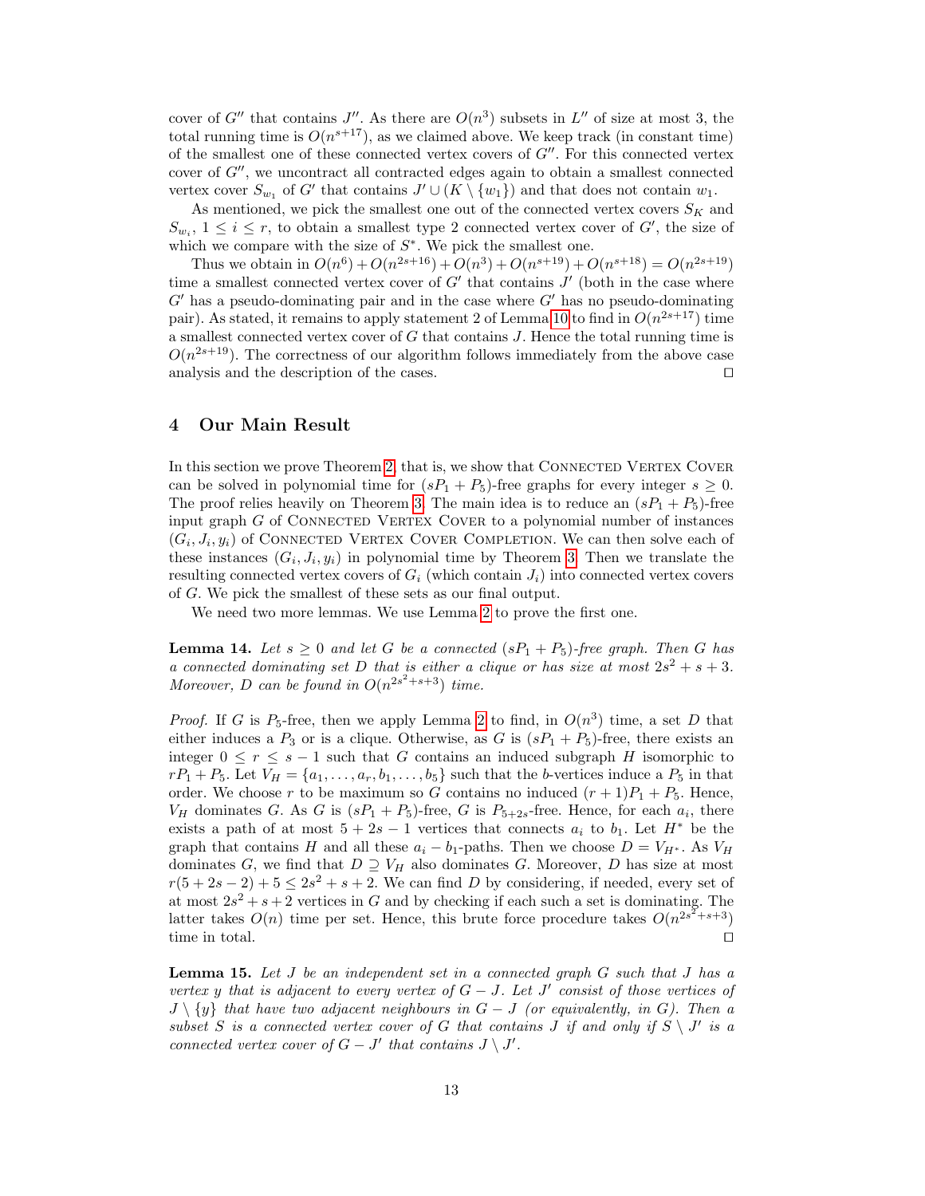cover of $G''$ that contains $J''$. As there are $O(n^3)$ subsets in $L''$ of size at most 3, the total running time is $O(n^{s+17})$, as we claimed above. We keep track (in constant time) of the smallest one of these connected vertex covers of $G''$. For this connected vertex cover of $G''$, we uncontract all contracted edges again to obtain a smallest connected vertex cover $S_{w_1}$ of $G'$ that contains $J' \cup (K \setminus \{w_1\})$ and that does not contain $w_1$.

As mentioned, we pick the smallest one out of the connected vertex covers $S_K$ and $S_{w_i}$, $1 \leq i \leq r$, to obtain a smallest type 2 connected vertex cover of $G'$, the size of which we compare with the size of $S^*$. We pick the smallest one.

Thus we obtain in $O(n^6) + O(n^{2s+16}) + O(n^3) + O(n^{s+19}) + O(n^{s+18}) = O(n^{2s+19})$ time a smallest connected vertex cover of $G'$ that contains $J'$ (both in the case where $G'$ has a pseudo-dominating pair and in the case where $G'$ has no pseudo-dominating pair). As stated, it remains to apply statement 2 of Lemma 10 to find in $O(n^{2s+17})$ time a smallest connected vertex cover of $G$ that contains $J$. Hence the total running time is $O(n^{2s+19})$. The correctness of our algorithm follows immediately from the above case analysis and the description of the cases. ◻

## 4 Our Main Result

In this section we prove Theorem 2, that is, we show that Connected Vertex Cover can be solved in polynomial time for $(sP_1 + P_5)$-free graphs for every integer $s \geq 0$. The proof relies heavily on Theorem 3. The main idea is to reduce an $(sP_1 + P_5)$-free input graph $G$ of Connected Vertex Cover to a polynomial number of instances $(G_i, J_i, y_i)$ of Connected Vertex Cover Completion. We can then solve each of these instances $(G_i, J_i, y_i)$ in polynomial time by Theorem 3. Then we translate the resulting connected vertex covers of $G_i$ (which contain $J_i$) into connected vertex covers of $G$. We pick the smallest of these sets as our final output.

We need two more lemmas. We use Lemma 2 to prove the first one.

**Lemma 14.** *Let $s \geq 0$ and let $G$ be a connected $(sP_1 + P_5)$-free graph. Then $G$ has a connected dominating set $D$ that is either a clique or has size at most $2s^2 + s + 3$. Moreover, $D$ can be found in $O(n^{2s^2+s+3})$ time.*

*Proof.* If $G$ is $P_5$-free, then we apply Lemma 2 to find, in $O(n^3)$ time, a set $D$ that either induces a $P_3$ or is a clique. Otherwise, as $G$ is $(sP_1 + P_5)$-free, there exists an integer $0 \leq r \leq s - 1$ such that $G$ contains an induced subgraph $H$ isomorphic to $rP_1 + P_5$. Let $V_H = \{a_1, \ldots, a_r, b_1, \ldots, b_5\}$ such that the $b$-vertices induce a $P_5$ in that order. We choose $r$ to be maximum so $G$ contains no induced $(r+1)P_1 + P_5$. Hence, $V_H$ dominates $G$. As $G$ is $(sP_1 + P_5)$-free, $G$ is $P_{5+2s}$-free. Hence, for each $a_i$, there exists a path of at most $5 + 2s - 1$ vertices that connects $a_i$ to $b_1$. Let $H^*$ be the graph that contains $H$ and all these $a_i - b_1$-paths. Then we choose $D = V_{H^*}$. As $V_H$ dominates $G$, we find that $D \supseteq V_H$ also dominates $G$. Moreover, $D$ has size at most $r(5 + 2s - 2) + 5 \leq 2s^2 + s + 2$. We can find $D$ by considering, if needed, every set of at most $2s^2 + s + 2$ vertices in $G$ and by checking if each such a set is dominating. The latter takes $O(n)$ time per set. Hence, this brute force procedure takes $O(n^{2s^2+s+3})$ time in total. ◻

**Lemma 15.** *Let $J$ be an independent set in a connected graph $G$ such that $J$ has a vertex $y$ that is adjacent to every vertex of $G - J$. Let $J'$ consist of those vertices of $J \setminus \{y\}$ that have two adjacent neighbours in $G - J$ (or equivalently, in $G$). Then a subset $S$ is a connected vertex cover of $G$ that contains $J$ if and only if $S \setminus J'$ is a connected vertex cover of $G - J'$ that contains $J \setminus J'$.*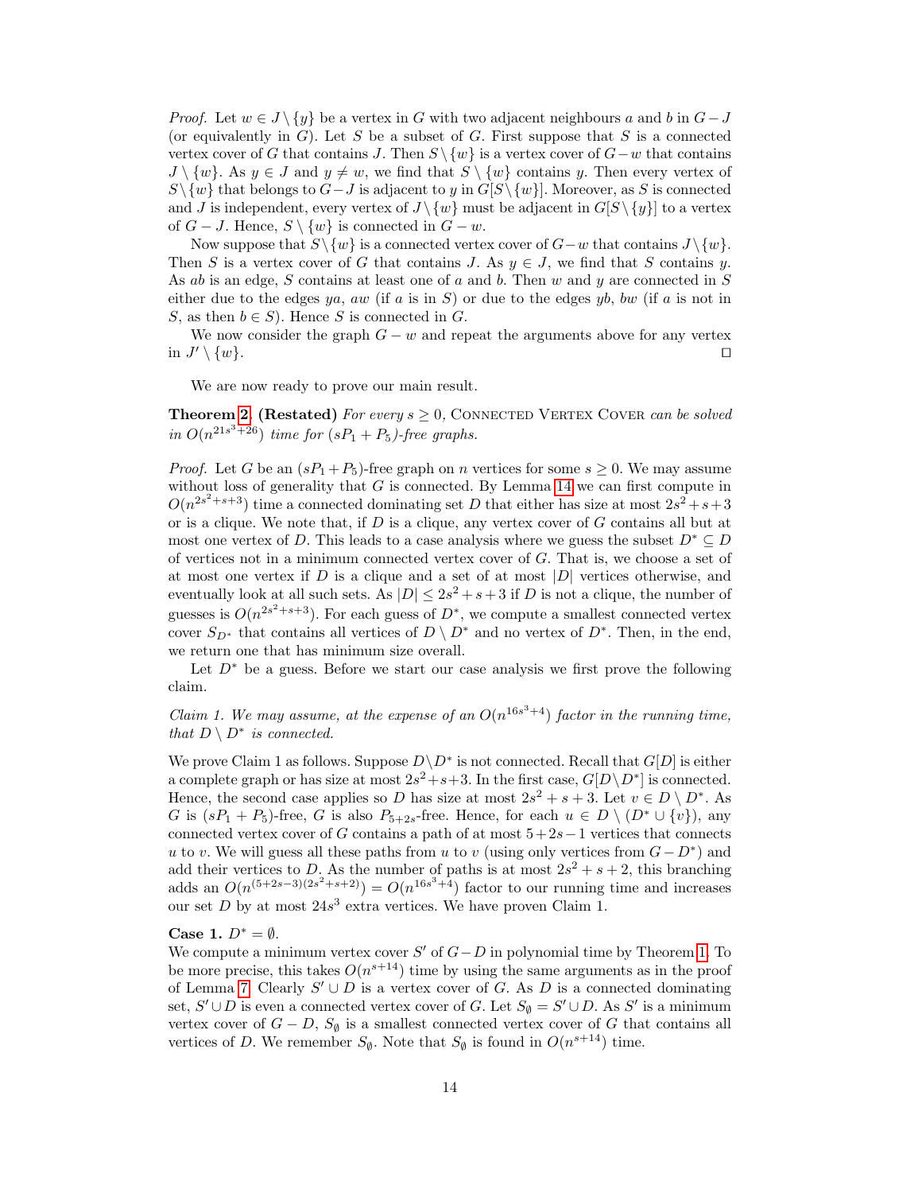*Proof.* Let $w \in J \setminus \{y\}$ be a vertex in $G$ with two adjacent neighbours $a$ and $b$ in $G - J$ (or equivalently in $G$). Let $S$ be a subset of $G$. First suppose that $S$ is a connected vertex cover of $G$ that contains $J$. Then $S \setminus \{w\}$ is a vertex cover of $G - w$ that contains $J \setminus \{w\}$. As $y \in J$ and $y \neq w$, we find that $S \setminus \{w\}$ contains $y$. Then every vertex of $S \setminus \{w\}$ that belongs to $G - J$ is adjacent to $y$ in $G[S \setminus \{w\}]$. Moreover, as $S$ is connected and $J$ is independent, every vertex of $J \setminus \{w\}$ must be adjacent in $G[S \setminus \{y\}]$ to a vertex of $G - J$. Hence, $S \setminus \{w\}$ is connected in $G - w$.

Now suppose that $S \setminus \{w\}$ is a connected vertex cover of $G - w$ that contains $J \setminus \{w\}$. Then $S$ is a vertex cover of $G$ that contains $J$. As $y \in J$, we find that $S$ contains $y$. As $ab$ is an edge, $S$ contains at least one of $a$ and $b$. Then $w$ and $y$ are connected in $S$ either due to the edges $ya$, $aw$ (if $a$ is in $S$) or due to the edges $yb$, $bw$ (if $a$ is not in $S$, as then $b \in S$). Hence $S$ is connected in $G$.

We now consider the graph $G - w$ and repeat the arguments above for any vertex in $J' \setminus \{w\}$. ◻

We are now ready to prove our main result.

**Theorem 2. (Restated)** *For every $s \geq 0$, Connected Vertex Cover can be solved in $O(n^{21s^3+26})$ time for $(sP_1 + P_5)$-free graphs.*

*Proof.* Let $G$ be an $(sP_1 + P_5)$-free graph on $n$ vertices for some $s \geq 0$. We may assume without loss of generality that $G$ is connected. By Lemma 14 we can first compute in $O(n^{2s^2+s+3})$ time a connected dominating set $D$ that either has size at most $2s^2+s+3$ or is a clique. We note that, if $D$ is a clique, any vertex cover of $G$ contains all but at most one vertex of $D$. This leads to a case analysis where we guess the subset $D^* \subseteq D$ of vertices not in a minimum connected vertex cover of $G$. That is, we choose a set of at most one vertex if $D$ is a clique and a set of at most $|D|$ vertices otherwise, and eventually look at all such sets. As $|D| \leq 2s^2+s+3$ if $D$ is not a clique, the number of guesses is $O(n^{2s^2+s+3})$. For each guess of $D^*$, we compute a smallest connected vertex cover $S_{D^*}$ that contains all vertices of $D \setminus D^*$ and no vertex of $D^*$. Then, in the end, we return one that has minimum size overall.

Let $D^*$ be a guess. Before we start our case analysis we first prove the following claim.

*Claim 1. We may assume, at the expense of an $O(n^{16s^3+4})$ factor in the running time, that $D \setminus D^*$ is connected.*

We prove Claim 1 as follows. Suppose $D \setminus D^*$ is not connected. Recall that $G[D]$ is either a complete graph or has size at most $2s^2+s+3$. In the first case, $G[D \setminus D^*]$ is connected. Hence, the second case applies so $D$ has size at most $2s^2+s+3$. Let $v \in D \setminus D^*$. As $G$ is $(sP_1 + P_5)$-free, $G$ is also $P_{5+2s}$-free. Hence, for each $u \in D \setminus (D^* \cup \{v\})$, any connected vertex cover of $G$ contains a path of at most $5+2s-1$ vertices that connects $u$ to $v$. We will guess all these paths from $u$ to $v$ (using only vertices from $G - D^*$) and add their vertices to $D$. As the number of paths is at most $2s^2+s+2$, this branching adds an $O(n^{(5+2s-3)(2s^2+s+2)}) = O(n^{16s^3+4})$ factor to our running time and increases our set $D$ by at most $24s^3$ extra vertices. We have proven Claim 1.

**Case 1.** $D^* = \emptyset$.
We compute a minimum vertex cover $S'$ of $G - D$ in polynomial time by Theorem 1. To be more precise, this takes $O(n^{s+14})$ time by using the same arguments as in the proof of Lemma 7. Clearly $S' \cup D$ is a vertex cover of $G$. As $D$ is a connected dominating set, $S' \cup D$ is even a connected vertex cover of $G$. Let $S_\emptyset = S' \cup D$. As $S'$ is a minimum vertex cover of $G - D$, $S_\emptyset$ is a smallest connected vertex cover of $G$ that contains all vertices of $D$. We remember $S_\emptyset$. Note that $S_\emptyset$ is found in $O(n^{s+14})$ time.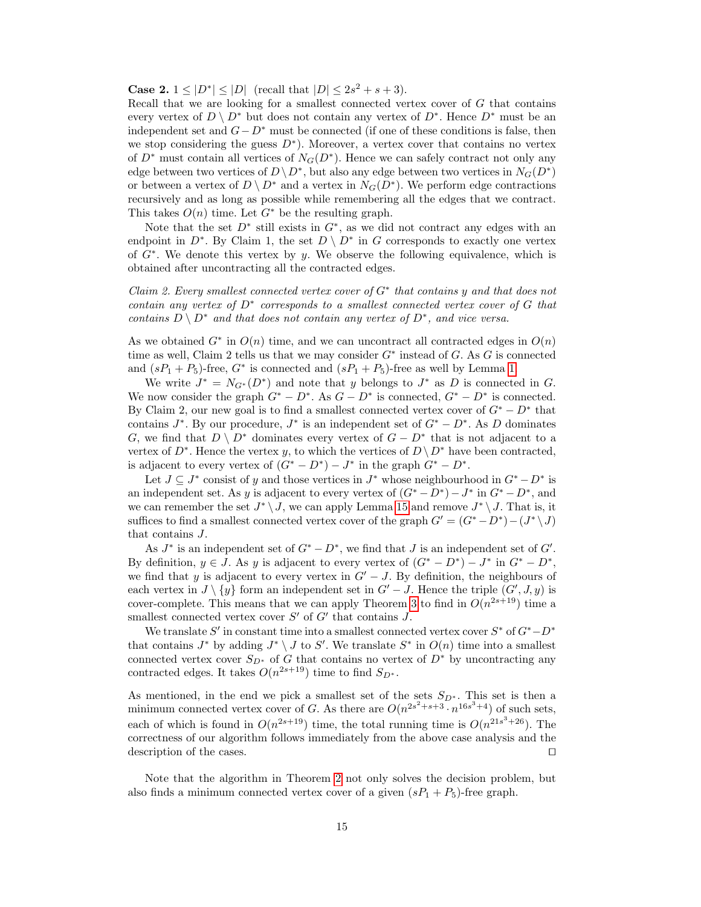**Case 2.** $1 \leq |D^*| \leq |D|$ (recall that $|D| \leq 2s^2 + s + 3$).
Recall that we are looking for a smallest connected vertex cover of $G$ that contains every vertex of $D \setminus D^*$ but does not contain any vertex of $D^*$. Hence $D^*$ must be an independent set and $G - D^*$ must be connected (if one of these conditions is false, then we stop considering the guess $D^*$). Moreover, a vertex cover that contains no vertex of $D^*$ must contain all vertices of $N_G(D^*)$. Hence we can safely contract not only any edge between two vertices of $D \setminus D^*$, but also any edge between two vertices in $N_G(D^*)$ or between a vertex of $D \setminus D^*$ and a vertex in $N_G(D^*)$. We perform edge contractions recursively and as long as possible while remembering all the edges that we contract. This takes $O(n)$ time. Let $G^*$ be the resulting graph.

Note that the set $D^*$ still exists in $G^*$, as we did not contract any edges with an endpoint in $D^*$. By Claim 1, the set $D \setminus D^*$ in $G$ corresponds to exactly one vertex of $G^*$. We denote this vertex by $y$. We observe the following equivalence, which is obtained after uncontracting all the contracted edges.

*Claim 2. Every smallest connected vertex cover of $G^*$ that contains $y$ and that does not contain any vertex of $D^*$ corresponds to a smallest connected vertex cover of $G$ that contains $D \setminus D^*$ and that does not contain any vertex of $D^*$, and vice versa.*

As we obtained $G^*$ in $O(n)$ time, and we can uncontract all contracted edges in $O(n)$ time as well, Claim 2 tells us that we may consider $G^*$ instead of $G$. As $G$ is connected and $(sP_1 + P_5)$-free, $G^*$ is connected and $(sP_1 + P_5)$-free as well by Lemma 1.

We write $J^* = N_{G^*}(D^*)$ and note that $y$ belongs to $J^*$ as $D$ is connected in $G$. We now consider the graph $G^* - D^*$. As $G - D^*$ is connected, $G^* - D^*$ is connected. By Claim 2, our new goal is to find a smallest connected vertex cover of $G^* - D^*$ that contains $J^*$. By our procedure, $J^*$ is an independent set of $G^* - D^*$. As $D$ dominates $G$, we find that $D \setminus D^*$ dominates every vertex of $G - D^*$ that is not adjacent to a vertex of $D^*$. Hence the vertex $y$, to which the vertices of $D \setminus D^*$ have been contracted, is adjacent to every vertex of $(G^* - D^*) - J^*$ in the graph $G^* - D^*$.

Let $J \subseteq J^*$ consist of $y$ and those vertices in $J^*$ whose neighbourhood in $G^* - D^*$ is an independent set. As $y$ is adjacent to every vertex of $(G^* - D^*) - J^*$ in $G^* - D^*$, and we can remember the set $J^* \setminus J$, we can apply Lemma 15 and remove $J^* \setminus J$. That is, it suffices to find a smallest connected vertex cover of the graph $G' = (G^* - D^*) - (J^* \setminus J)$ that contains $J$.

As $J^*$ is an independent set of $G^* - D^*$, we find that $J$ is an independent set of $G'$. By definition, $y \in J$. As $y$ is adjacent to every vertex of $(G^* - D^*) - J^*$ in $G^* - D^*$, we find that $y$ is adjacent to every vertex in $G' - J$. By definition, the neighbours of each vertex in $J \setminus \{y\}$ form an independent set in $G' - J$. Hence the triple $(G', J, y)$ is cover-complete. This means that we can apply Theorem 3 to find in $O(n^{2s+19})$ time a smallest connected vertex cover $S'$ of $G'$ that contains $J$.

We translate $S'$ in constant time into a smallest connected vertex cover $S^*$ of $G^* - D^*$ that contains $J^*$ by adding $J^* \setminus J$ to $S'$. We translate $S^*$ in $O(n)$ time into a smallest connected vertex cover $S_{D^*}$ of $G$ that contains no vertex of $D^*$ by uncontracting any contracted edges. It takes $O(n^{2s+19})$ time to find $S_{D^*}$.

As mentioned, in the end we pick a smallest set of the sets $S_{D^*}$. This set is then a minimum connected vertex cover of $G$. As there are $O(n^{2s^2+s+3} \cdot n^{16s^3+4})$ of such sets, each of which is found in $O(n^{2s+19})$ time, the total running time is $O(n^{21s^3+26})$. The correctness of our algorithm follows immediately from the above case analysis and the description of the cases. ◻

Note that the algorithm in Theorem 2 not only solves the decision problem, but also finds a minimum connected vertex cover of a given $(sP_1 + P_5)$-free graph.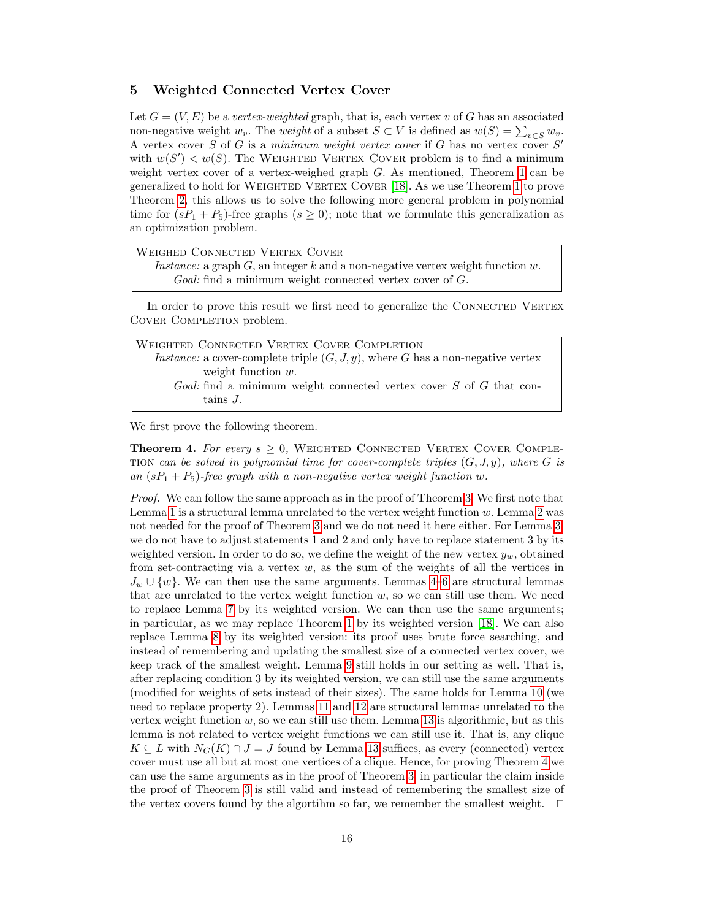## 5 Weighted Connected Vertex Cover

Let $G = (V, E)$ be a *vertex-weighted* graph, that is, each vertex $v$ of $G$ has an associated non-negative weight $w_v$. The *weight* of a subset $S \subset V$ is defined as $w(S) = \sum_{v \in S} w_v$. A vertex cover $S$ of $G$ is a *minimum weight vertex cover* if $G$ has no vertex cover $S'$ with $w(S') < w(S)$. The Weighted Vertex Cover problem is to find a minimum weight vertex cover of a vertex-weighed graph $G$. As mentioned, Theorem 1 can be generalized to hold for Weighted Vertex Cover [18]. As we use Theorem 1 to prove Theorem 2, this allows us to solve the following more general problem in polynomial time for $(sP_1 + P_5)$-free graphs ($s \geq 0$); note that we formulate this generalization as an optimization problem.

> Weighed Connected Vertex Cover
> *Instance:* a graph $G$, an integer $k$ and a non-negative vertex weight function $w$.
> *Goal:* find a minimum weight connected vertex cover of $G$.

In order to prove this result we first need to generalize the Connected Vertex Cover Completion problem.

> Weighted Connected Vertex Cover Completion
> *Instance:* a cover-complete triple $(G, J, y)$, where $G$ has a non-negative vertex weight function $w$.
> *Goal:* find a minimum weight connected vertex cover $S$ of $G$ that contains $J$.

We first prove the following theorem.

**Theorem 4.** *For every $s \geq 0$,* Weighted Connected Vertex Cover Completion *can be solved in polynomial time for cover-complete triples $(G, J, y)$, where $G$ is an $(sP_1 + P_5)$-free graph with a non-negative vertex weight function $w$.*

*Proof.* We can follow the same approach as in the proof of Theorem 3. We first note that Lemma 1 is a structural lemma unrelated to the vertex weight function $w$. Lemma 2 was not needed for the proof of Theorem 3 and we do not need it here either. For Lemma 3, we do not have to adjust statements 1 and 2 and only have to replace statement 3 by its weighted version. In order to do so, we define the weight of the new vertex $y_w$, obtained from set-contracting via a vertex $w$, as the sum of the weights of all the vertices in $J_w \cup \{w\}$. We can then use the same arguments. Lemmas 4–6 are structural lemmas that are unrelated to the vertex weight function $w$, so we can still use them. We need to replace Lemma 7 by its weighted version. We can then use the same arguments; in particular, as we may replace Theorem 1 by its weighted version [18]. We can also replace Lemma 8 by its weighted version: its proof uses brute force searching, and instead of remembering and updating the smallest size of a connected vertex cover, we keep track of the smallest weight. Lemma 9 still holds in our setting as well. That is, after replacing condition 3 by its weighted version, we can still use the same arguments (modified for weights of sets instead of their sizes). The same holds for Lemma 10 (we need to replace property 2). Lemmas 11 and 12 are structural lemmas unrelated to the vertex weight function $w$, so we can still use them. Lemma 13 is algorithmic, but as this lemma is not related to vertex weight functions we can still use it. That is, any clique $K \subseteq L$ with $N_G(K) \cap J = J$ found by Lemma 13 suffices, as every (connected) vertex cover must use all but at most one vertices of a clique. Hence, for proving Theorem 4 we can use the same arguments as in the proof of Theorem 3; in particular the claim inside the proof of Theorem 3 is still valid and instead of remembering the smallest size of the vertex covers found by the algortihm so far, we remember the smallest weight. $\square$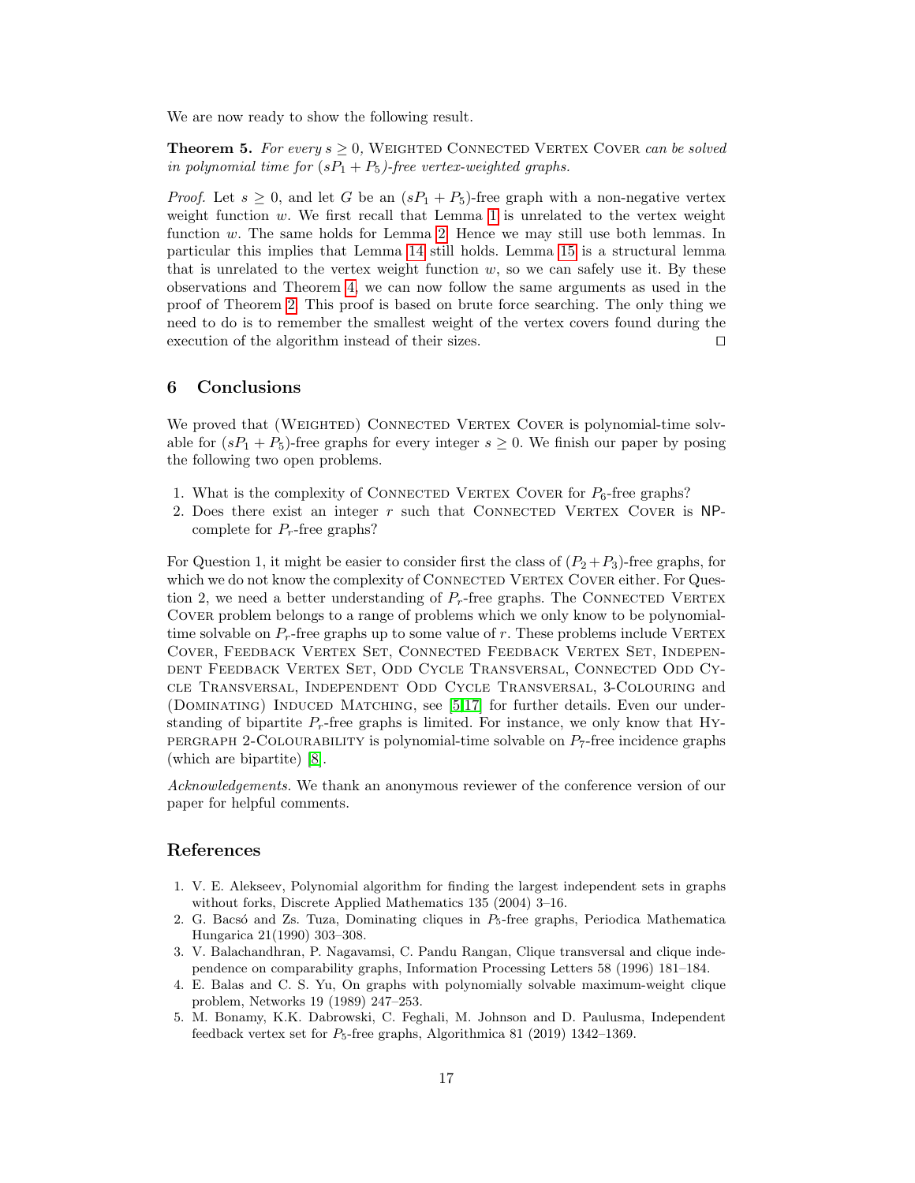We are now ready to show the following result.

**Theorem 5.** *For every $s \geq 0$,* Weighted Connected Vertex Cover *can be solved in polynomial time for $(sP_1 + P_5)$-free vertex-weighted graphs.*

*Proof.* Let $s \geq 0$, and let $G$ be an $(sP_1 + P_5)$-free graph with a non-negative vertex weight function $w$. We first recall that Lemma 1 is unrelated to the vertex weight function $w$. The same holds for Lemma 2. Hence we may still use both lemmas. In particular this implies that Lemma 14 still holds. Lemma 15 is a structural lemma that is unrelated to the vertex weight function $w$, so we can safely use it. By these observations and Theorem 4, we can now follow the same arguments as used in the proof of Theorem 2. This proof is based on brute force searching. The only thing we need to do is to remember the smallest weight of the vertex covers found during the execution of the algorithm instead of their sizes. ☐

## 6 Conclusions

We proved that (Weighted) Connected Vertex Cover is polynomial-time solvable for $(sP_1 + P_5)$-free graphs for every integer $s \geq 0$. We finish our paper by posing the following two open problems.

1. What is the complexity of Connected Vertex Cover for $P_6$-free graphs?
2. Does there exist an integer $r$ such that Connected Vertex Cover is NP-complete for $P_r$-free graphs?

For Question 1, it might be easier to consider first the class of $(P_2 + P_3)$-free graphs, for which we do not know the complexity of Connected Vertex Cover either. For Question 2, we need a better understanding of $P_r$-free graphs. The Connected Vertex Cover problem belongs to a range of problems which we only know to be polynomial-time solvable on $P_r$-free graphs up to some value of $r$. These problems include Vertex Cover, Feedback Vertex Set, Connected Feedback Vertex Set, Independent Feedback Vertex Set, Odd Cycle Transversal, Connected Odd Cycle Transversal, Independent Odd Cycle Transversal, 3-Colouring and (Dominating) Induced Matching, see [5,17] for further details. Even our understanding of bipartite $P_r$-free graphs is limited. For instance, we only know that Hypergraph 2-Colourability is polynomial-time solvable on $P_7$-free incidence graphs (which are bipartite) [8].

*Acknowledgements.* We thank an anonymous reviewer of the conference version of our paper for helpful comments.

## References

1. V. E. Alekseev, Polynomial algorithm for finding the largest independent sets in graphs without forks, Discrete Applied Mathematics 135 (2004) 3–16.
2. G. Bacsó and Zs. Tuza, Dominating cliques in $P_5$-free graphs, Periodica Mathematica Hungarica 21(1990) 303–308.
3. V. Balachandhran, P. Nagavamsi, C. Pandu Rangan, Clique transversal and clique independence on comparability graphs, Information Processing Letters 58 (1996) 181–184.
4. E. Balas and C. S. Yu, On graphs with polynomially solvable maximum-weight clique problem, Networks 19 (1989) 247–253.
5. M. Bonamy, K.K. Dabrowski, C. Feghali, M. Johnson and D. Paulusma, Independent feedback vertex set for $P_5$-free graphs, Algorithmica 81 (2019) 1342–1369.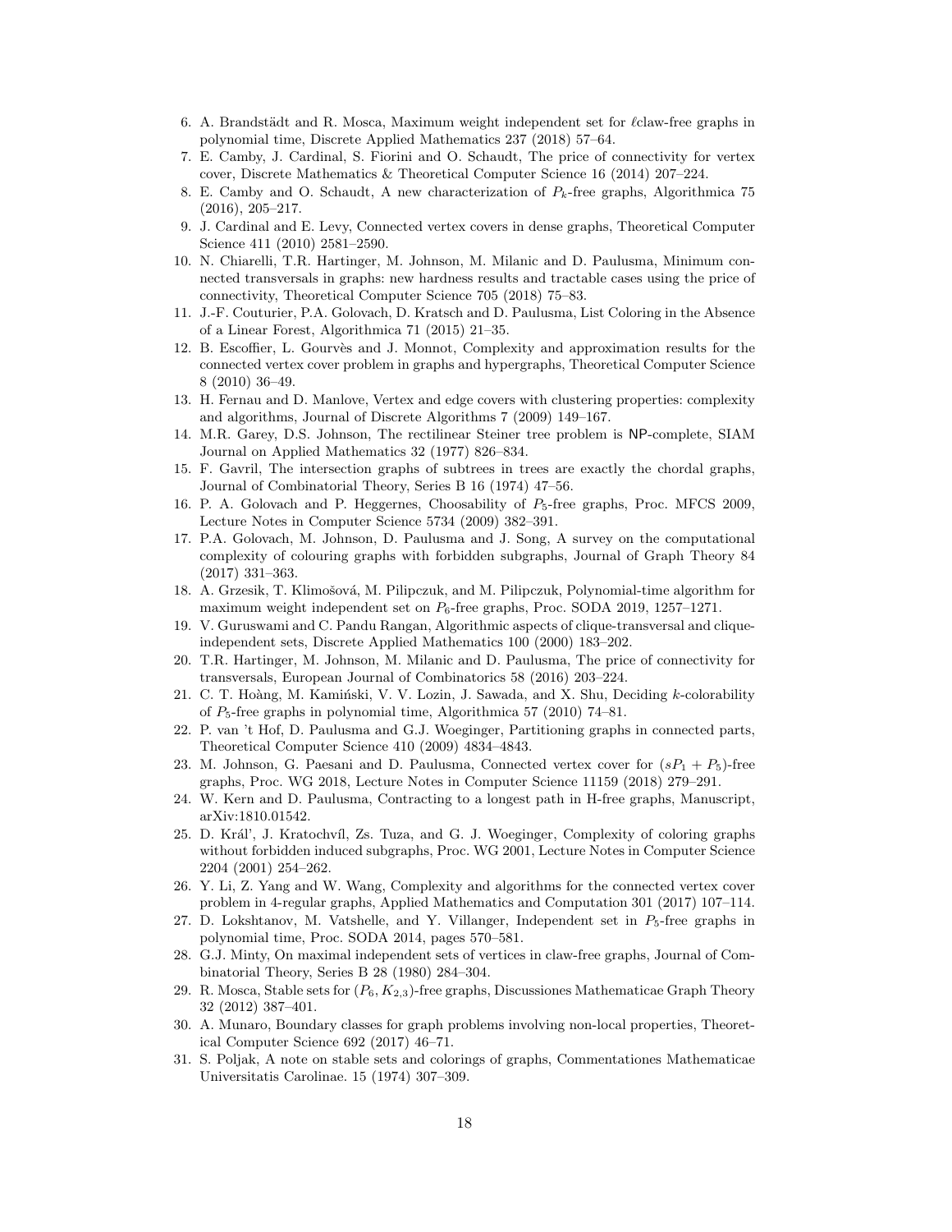6. A. Brandstädt and R. Mosca, Maximum weight independent set for $\ell$claw-free graphs in polynomial time, Discrete Applied Mathematics 237 (2018) 57–64.
7. E. Camby, J. Cardinal, S. Fiorini and O. Schaudt, The price of connectivity for vertex cover, Discrete Mathematics & Theoretical Computer Science 16 (2014) 207–224.
8. E. Camby and O. Schaudt, A new characterization of $P_k$-free graphs, Algorithmica 75 (2016), 205–217.
9. J. Cardinal and E. Levy, Connected vertex covers in dense graphs, Theoretical Computer Science 411 (2010) 2581–2590.
10. N. Chiarelli, T.R. Hartinger, M. Johnson, M. Milanic and D. Paulusma, Minimum connected transversals in graphs: new hardness results and tractable cases using the price of connectivity, Theoretical Computer Science 705 (2018) 75–83.
11. J.-F. Couturier, P.A. Golovach, D. Kratsch and D. Paulusma, List Coloring in the Absence of a Linear Forest, Algorithmica 71 (2015) 21–35.
12. B. Escoffier, L. Gourvès and J. Monnot, Complexity and approximation results for the connected vertex cover problem in graphs and hypergraphs, Theoretical Computer Science 8 (2010) 36–49.
13. H. Fernau and D. Manlove, Vertex and edge covers with clustering properties: complexity and algorithms, Journal of Discrete Algorithms 7 (2009) 149–167.
14. M.R. Garey, D.S. Johnson, The rectilinear Steiner tree problem is NP-complete, SIAM Journal on Applied Mathematics 32 (1977) 826–834.
15. F. Gavril, The intersection graphs of subtrees in trees are exactly the chordal graphs, Journal of Combinatorial Theory, Series B 16 (1974) 47–56.
16. P. A. Golovach and P. Heggernes, Choosability of $P_5$-free graphs, Proc. MFCS 2009, Lecture Notes in Computer Science 5734 (2009) 382–391.
17. P.A. Golovach, M. Johnson, D. Paulusma and J. Song, A survey on the computational complexity of colouring graphs with forbidden subgraphs, Journal of Graph Theory 84 (2017) 331–363.
18. A. Grzesik, T. Klimošová, M. Pilipczuk, and M. Pilipczuk, Polynomial-time algorithm for maximum weight independent set on $P_6$-free graphs, Proc. SODA 2019, 1257–1271.
19. V. Guruswami and C. Pandu Rangan, Algorithmic aspects of clique-transversal and clique-independent sets, Discrete Applied Mathematics 100 (2000) 183–202.
20. T.R. Hartinger, M. Johnson, M. Milanic and D. Paulusma, The price of connectivity for transversals, European Journal of Combinatorics 58 (2016) 203–224.
21. C. T. Hoàng, M. Kamiński, V. V. Lozin, J. Sawada, and X. Shu, Deciding $k$-colorability of $P_5$-free graphs in polynomial time, Algorithmica 57 (2010) 74–81.
22. P. van 't Hof, D. Paulusma and G.J. Woeginger, Partitioning graphs in connected parts, Theoretical Computer Science 410 (2009) 4834–4843.
23. M. Johnson, G. Paesani and D. Paulusma, Connected vertex cover for $(sP_1 + P_5)$-free graphs, Proc. WG 2018, Lecture Notes in Computer Science 11159 (2018) 279–291.
24. W. Kern and D. Paulusma, Contracting to a longest path in H-free graphs, Manuscript, arXiv:1810.01542.
25. D. Král', J. Kratochvíl, Zs. Tuza, and G. J. Woeginger, Complexity of coloring graphs without forbidden induced subgraphs, Proc. WG 2001, Lecture Notes in Computer Science 2204 (2001) 254–262.
26. Y. Li, Z. Yang and W. Wang, Complexity and algorithms for the connected vertex cover problem in 4-regular graphs, Applied Mathematics and Computation 301 (2017) 107–114.
27. D. Lokshtanov, M. Vatshelle, and Y. Villanger, Independent set in $P_5$-free graphs in polynomial time, Proc. SODA 2014, pages 570–581.
28. G.J. Minty, On maximal independent sets of vertices in claw-free graphs, Journal of Combinatorial Theory, Series B 28 (1980) 284–304.
29. R. Mosca, Stable sets for $(P_6, K_{2,3})$-free graphs, Discussiones Mathematicae Graph Theory 32 (2012) 387–401.
30. A. Munaro, Boundary classes for graph problems involving non-local properties, Theoretical Computer Science 692 (2017) 46–71.
31. S. Poljak, A note on stable sets and colorings of graphs, Commentationes Mathematicae Universitatis Carolinae. 15 (1974) 307–309.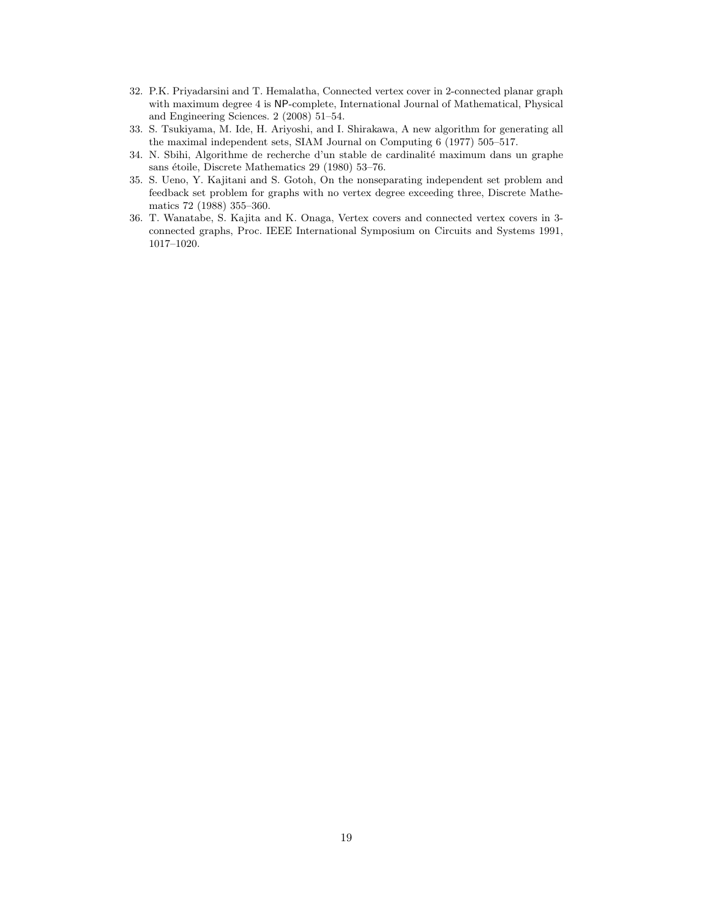32. P.K. Priyadarsini and T. Hemalatha, Connected vertex cover in 2-connected planar graph with maximum degree 4 is NP-complete, International Journal of Mathematical, Physical and Engineering Sciences. 2 (2008) 51–54.
33. S. Tsukiyama, M. Ide, H. Ariyoshi, and I. Shirakawa, A new algorithm for generating all the maximal independent sets, SIAM Journal on Computing 6 (1977) 505–517.
34. N. Sbihi, Algorithme de recherche d'un stable de cardinalité maximum dans un graphe sans étoile, Discrete Mathematics 29 (1980) 53–76.
35. S. Ueno, Y. Kajitani and S. Gotoh, On the nonseparating independent set problem and feedback set problem for graphs with no vertex degree exceeding three, Discrete Mathematics 72 (1988) 355–360.
36. T. Wanatabe, S. Kajita and K. Onaga, Vertex covers and connected vertex covers in 3-connected graphs, Proc. IEEE International Symposium on Circuits and Systems 1991, 1017–1020.